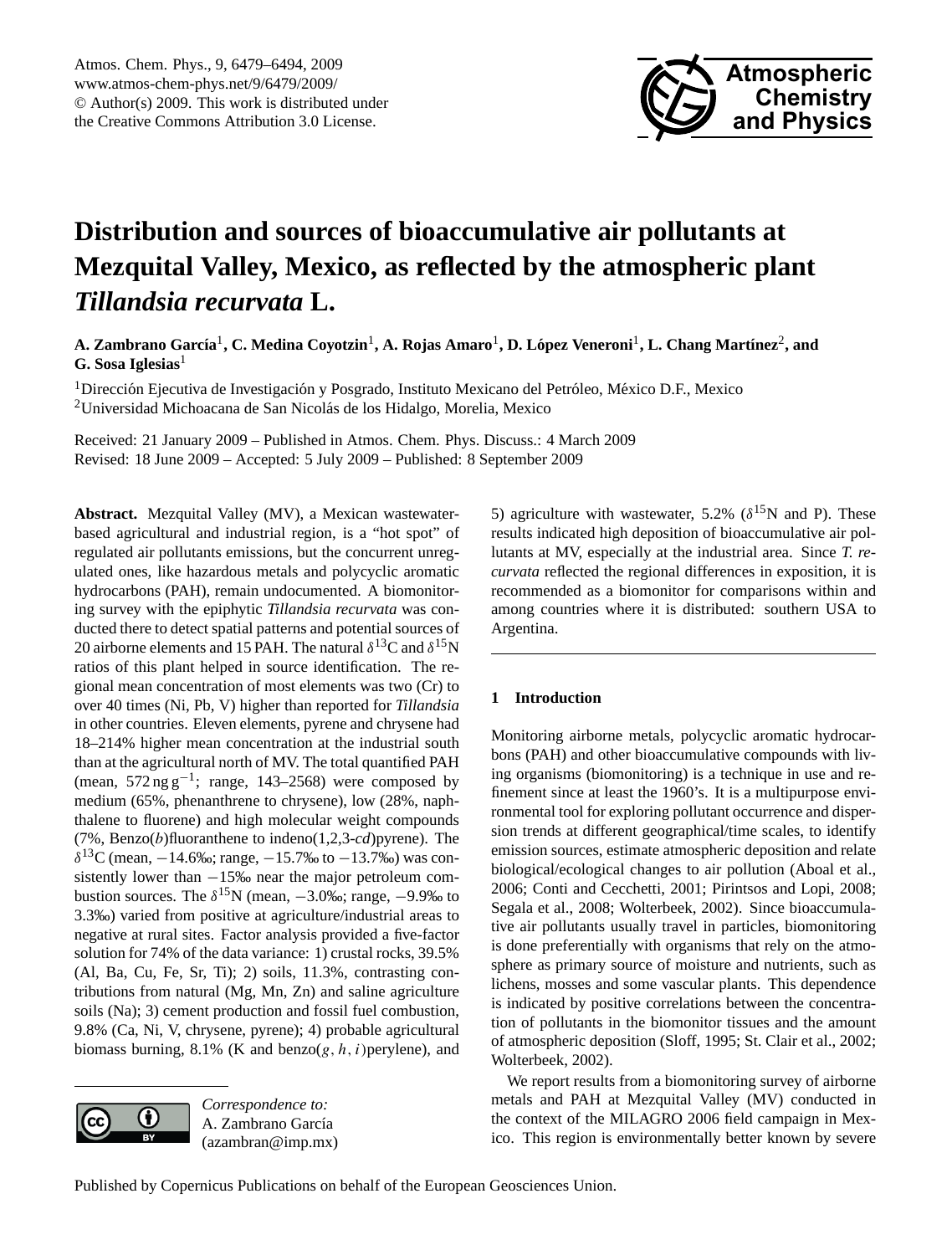# Distribution and sources of bioaccumulative air pollutants at Mezquital Valley, Mexico, as reflected by the atmospheric plant *Tillandsia recurvata* L.

**A. Zambrano García[1], C. Medina Coyotzin[1], A. Rojas Amaro[1], D. López Veneroni[1], L. Chang Martínez[2], and G. Sosa Iglesias[1]**

[1]Dirección Ejecutiva de Investigación y Posgrado, Instituto Mexicano del Petróleo, México D.F., Mexico

[2]Universidad Michoacana de San Nicolás de los Hidalgo, Morelia, Mexico

Received: 21 January 2009 – Published in Atmos. Chem. Phys. Discuss.: 4 March 2009

Revised: 18 June 2009 – Accepted: 5 July 2009 – Published: 8 September 2009

**Abstract.** Mezquital Valley (MV), a Mexican wastewater-based agricultural and industrial region, is a "hot spot" of regulated air pollutants emissions, but the concurrent unregulated ones, like hazardous metals and polycyclic aromatic hydrocarbons (PAH), remain undocumented. A biomonitoring survey with the epiphytic *Tillandsia recurvata* was conducted there to detect spatial patterns and potential sources of 20 airborne elements and 15 PAH. The natural $\delta^{13}$C and $\delta^{15}$N ratios of this plant helped in source identification. The regional mean concentration of most elements was two (Cr) to over 40 times (Ni, Pb, V) higher than reported for *Tillandsia* in other countries. Eleven elements, pyrene and chrysene had 18–214% higher mean concentration at the industrial south than at the agricultural north of MV. The total quantified PAH (mean, 572 ng g$^{-1}$; range, 143–2568) were composed by medium (65%, phenanthrene to chrysene), low (28%, naphthalene to fluorene) and high molecular weight compounds (7%, Benzo(*b*)fluoranthene to indeno(1,2,3-*cd*)pyrene). The $\delta^{13}$C (mean, −14.6‰; range, −15.7‰ to −13.7‰) was consistently lower than −15‰ near the major petroleum combustion sources. The $\delta^{15}$N (mean, −3.0‰; range, −9.9‰ to 3.3‰) varied from positive at agriculture/industrial areas to negative at rural sites. Factor analysis provided a five-factor solution for 74% of the data variance: 1) crustal rocks, 39.5% (Al, Ba, Cu, Fe, Sr, Ti); 2) soils, 11.3%, contrasting contributions from natural (Mg, Mn, Zn) and saline agriculture soils (Na); 3) cement production and fossil fuel combustion, 9.8% (Ca, Ni, V, chrysene, pyrene); 4) probable agricultural biomass burning, 8.1% (K and benzo($g,h,i$)perylene), and 5) agriculture with wastewater, 5.2% ($\delta^{15}$N and P). These results indicated high deposition of bioaccumulative air pollutants at MV, especially at the industrial area. Since *T. recurvata* reflected the regional differences in exposition, it is recommended as a biomonitor for comparisons within and among countries where it is distributed: southern USA to Argentina.

*Correspondence to:* A. Zambrano García (azambran@imp.mx)

## 1 Introduction

Monitoring airborne metals, polycyclic aromatic hydrocarbons (PAH) and other bioaccumulative compounds with living organisms (biomonitoring) is a technique in use and refinement since at least the 1960's. It is a multipurpose environmental tool for exploring pollutant occurrence and dispersion trends at different geographical/time scales, to identify emission sources, estimate atmospheric deposition and relate biological/ecological changes to air pollution (Aboal et al., 2006; Conti and Cecchetti, 2001; Pirintsos and Lopi, 2008; Segala et al., 2008; Wolterbeek, 2002). Since bioaccumulative air pollutants usually travel in particles, biomonitoring is done preferentially with organisms that rely on the atmosphere as primary source of moisture and nutrients, such as lichens, mosses and some vascular plants. This dependence is indicated by positive correlations between the concentration of pollutants in the biomonitor tissues and the amount of atmospheric deposition (Sloff, 1995; St. Clair et al., 2002; Wolterbeek, 2002).

We report results from a biomonitoring survey of airborne metals and PAH at Mezquital Valley (MV) conducted in the context of the MILAGRO 2006 field campaign in Mexico. This region is environmentally better known by severe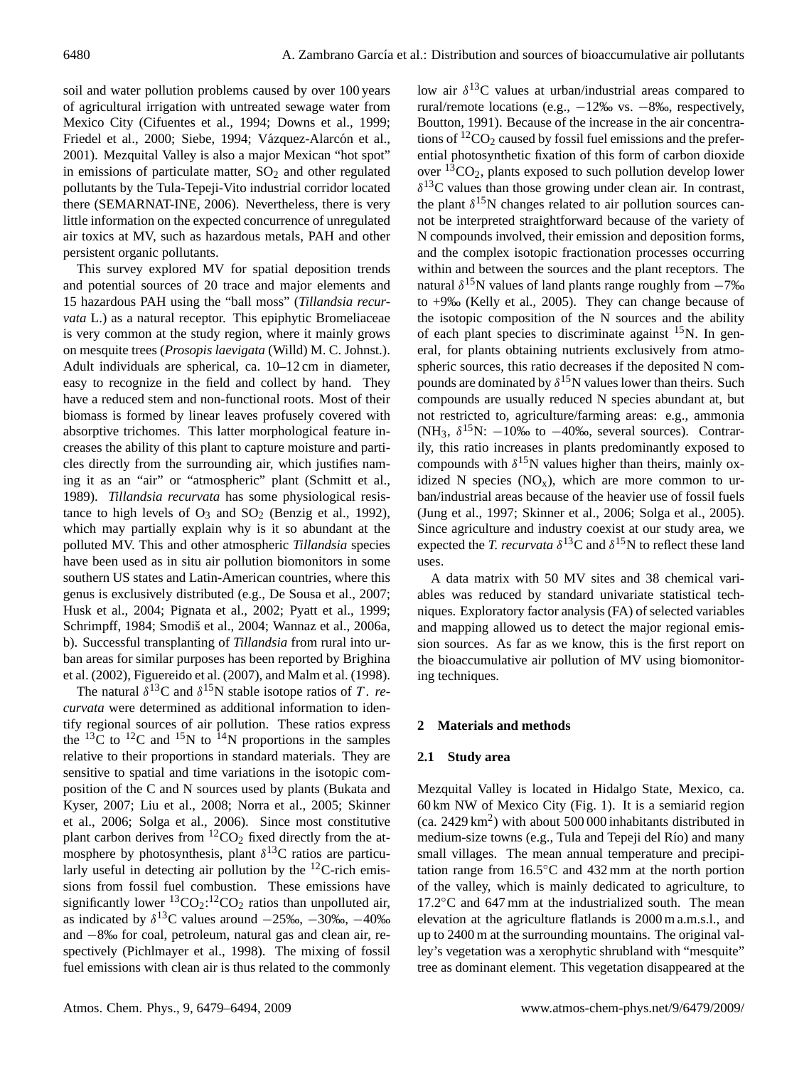soil and water pollution problems caused by over 100 years of agricultural irrigation with untreated sewage water from Mexico City (Cifuentes et al., 1994; Downs et al., 1999; Friedel et al., 2000; Siebe, 1994; Vázquez-Alarcón et al., 2001). Mezquital Valley is also a major Mexican "hot spot" in emissions of particulate matter, $SO_2$ and other regulated pollutants by the Tula-Tepeji-Vito industrial corridor located there (SEMARNAT-INE, 2006). Nevertheless, there is very little information on the expected concurrence of unregulated air toxics at MV, such as hazardous metals, PAH and other persistent organic pollutants.

This survey explored MV for spatial deposition trends and potential sources of 20 trace and major elements and 15 hazardous PAH using the "ball moss" (*Tillandsia recurvata* L.) as a natural receptor. This epiphytic Bromeliaceae is very common at the study region, where it mainly grows on mesquite trees (*Prosopis laevigata* (Willd) M. C. Johnst.). Adult individuals are spherical, ca. 10–12 cm in diameter, easy to recognize in the field and collect by hand. They have a reduced stem and non-functional roots. Most of their biomass is formed by linear leaves profusely covered with absorptive trichomes. This latter morphological feature increases the ability of this plant to capture moisture and particles directly from the surrounding air, which justifies naming it as an "air" or "atmospheric" plant (Schmitt et al., 1989). *Tillandsia recurvata* has some physiological resistance to high levels of $O_3$ and $SO_2$ (Benzig et al., 1992), which may partially explain why is it so abundant at the polluted MV. This and other atmospheric *Tillandsia* species have been used as in situ air pollution biomonitors in some southern US states and Latin-American countries, where this genus is exclusively distributed (e.g., De Sousa et al., 2007; Husk et al., 2004; Pignata et al., 2002; Pyatt et al., 1999; Schrimpff, 1984; Smodiš et al., 2004; Wannaz et al., 2006a, b). Successful transplanting of *Tillandsia* from rural into urban areas for similar purposes has been reported by Brighina et al. (2002), Figuereido et al. (2007), and Malm et al. (1998).

The natural $\delta^{13}C$ and $\delta^{15}N$ stable isotope ratios of *T. recurvata* were determined as additional information to identify regional sources of air pollution. These ratios express the $^{13}C$ to $^{12}C$ and $^{15}N$ to $^{14}N$ proportions in the samples relative to their proportions in standard materials. They are sensitive to spatial and time variations in the isotopic composition of the C and N sources used by plants (Bukata and Kyser, 2007; Liu et al., 2008; Norra et al., 2005; Skinner et al., 2006; Solga et al., 2005). Since most constitutive plant carbon derives from $^{12}CO_2$ fixed directly from the atmosphere by photosynthesis, plant $\delta^{13}C$ ratios are particularly useful in detecting air pollution by the $^{12}C$-rich emissions from fossil fuel combustion. These emissions have significantly lower $^{13}CO_2$:$^{12}CO_2$ ratios than unpolluted air, as indicated by $\delta^{13}C$ values around −25‰, −30‰, −40‰ and −8‰ for coal, petroleum, natural gas and clean air, respectively (Pichlmayer et al., 1998). The mixing of fossil fuel emissions with clean air is thus related to the commonly low air $\delta^{13}C$ values at urban/industrial areas compared to rural/remote locations (e.g., −12‰ vs. −8‰, respectively, Boutton, 1991). Because of the increase in the air concentrations of $^{12}CO_2$ caused by fossil fuel emissions and the preferential photosynthetic fixation of this form of carbon dioxide over $^{13}CO_2$, plants exposed to such pollution develop lower $\delta^{13}C$ values than those growing under clean air. In contrast, the plant $\delta^{15}N$ changes related to air pollution sources cannot be interpreted straightforward because of the variety of N compounds involved, their emission and deposition forms, and the complex isotopic fractionation processes occurring within and between the sources and the plant receptors. The natural $\delta^{15}N$ values of land plants range roughly from −7‰ to +9‰ (Kelly et al., 2005). They can change because of the isotopic composition of the N sources and the ability of each plant species to discriminate against $^{15}N$. In general, for plants obtaining nutrients exclusively from atmospheric sources, this ratio decreases if the deposited N compounds are dominated by $\delta^{15}N$ values lower than theirs. Such compounds are usually reduced N species abundant at, but not restricted to, agriculture/farming areas: e.g., ammonia ($NH_3$, $\delta^{15}N$: −10‰ to −40‰, several sources). Contrarily, this ratio increases in plants predominantly exposed to compounds with $\delta^{15}N$ values higher than theirs, mainly oxidized N species ($NO_x$), which are more common to urban/industrial areas because of the heavier use of fossil fuels (Jung et al., 1997; Skinner et al., 2006; Solga et al., 2005). Since agriculture and industry coexist at our study area, we expected the *T. recurvata* $\delta^{13}C$ and $\delta^{15}N$ to reflect these land uses.

A data matrix with 50 MV sites and 38 chemical variables was reduced by standard univariate statistical techniques. Exploratory factor analysis (FA) of selected variables and mapping allowed us to detect the major regional emission sources. As far as we know, this is the first report on the bioaccumulative air pollution of MV using biomonitoring techniques.

## 2 Materials and methods

### 2.1 Study area

Mezquital Valley is located in Hidalgo State, Mexico, ca. 60 km NW of Mexico City (Fig. 1). It is a semiarid region (ca. 2429 $km^2$) with about 500 000 inhabitants distributed in medium-size towns (e.g., Tula and Tepeji del Río) and many small villages. The mean annual temperature and precipitation range from 16.5°C and 432 mm at the north portion of the valley, which is mainly dedicated to agriculture, to 17.2°C and 647 mm at the industrialized south. The mean elevation at the agriculture flatlands is 2000 m a.m.s.l., and up to 2400 m at the surrounding mountains. The original valley's vegetation was a xerophytic shrubland with "mesquite" tree as dominant element. This vegetation disappeared at the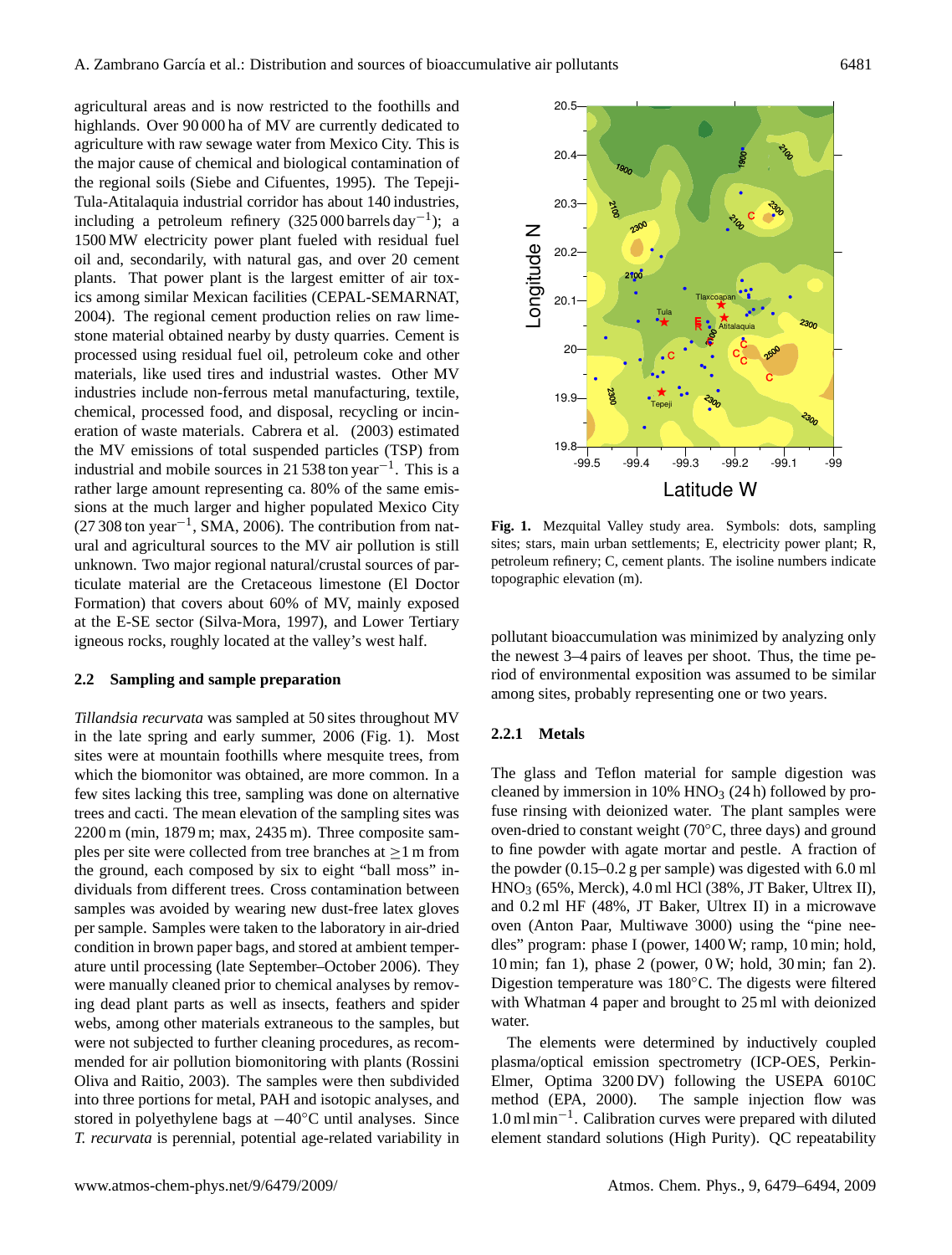agricultural areas and is now restricted to the foothills and highlands. Over 90 000 ha of MV are currently dedicated to agriculture with raw sewage water from Mexico City. This is the major cause of chemical and biological contamination of the regional soils (Siebe and Cifuentes, 1995). The Tepeji-Tula-Atitalaquia industrial corridor has about 140 industries, including a petroleum refinery (325 000 barrels $day^{-1}$); a 1500 MW electricity power plant fueled with residual fuel oil and, secondarily, with natural gas, and over 20 cement plants. That power plant is the largest emitter of air toxics among similar Mexican facilities (CEPAL-SEMARNAT, 2004). The regional cement production relies on raw limestone material obtained nearby by dusty quarries. Cement is processed using residual fuel oil, petroleum coke and other materials, like used tires and industrial wastes. Other MV industries include non-ferrous metal manufacturing, textile, chemical, processed food, and disposal, recycling or incineration of waste materials. Cabrera et al. (2003) estimated the MV emissions of total suspended particles (TSP) from industrial and mobile sources in 21 538 ton $year^{-1}$. This is a rather large amount representing ca. 80% of the same emissions at the much larger and higher populated Mexico City (27 308 ton $year^{-1}$, SMA, 2006). The contribution from natural and agricultural sources to the MV air pollution is still unknown. Two major regional natural/crustal sources of particulate material are the Cretaceous limestone (El Doctor Formation) that covers about 60% of MV, mainly exposed at the E-SE sector (Silva-Mora, 1997), and Lower Tertiary igneous rocks, roughly located at the valley's west half.

## 2.2 Sampling and sample preparation

*Tillandsia recurvata* was sampled at 50 sites throughout MV in the late spring and early summer, 2006 (Fig. 1). Most sites were at mountain foothills where mesquite trees, from which the biomonitor was obtained, are more common. In a few sites lacking this tree, sampling was done on alternative trees and cacti. The mean elevation of the sampling sites was 2200 m (min, 1879 m; max, 2435 m). Three composite samples per site were collected from tree branches at ≥1 m from the ground, each composed by six to eight "ball moss" individuals from different trees. Cross contamination between samples was avoided by wearing new dust-free latex gloves per sample. Samples were taken to the laboratory in air-dried condition in brown paper bags, and stored at ambient temperature until processing (late September–October 2006). They were manually cleaned prior to chemical analyses by removing dead plant parts as well as insects, feathers and spider webs, among other materials extraneous to the samples, but were not subjected to further cleaning procedures, as recommended for air pollution biomonitoring with plants (Rossini Oliva and Raitio, 2003). The samples were then subdivided into three portions for metal, PAH and isotopic analyses, and stored in polyethylene bags at −40°C until analyses. Since *T. recurvata* is perennial, potential age-related variability in pollutant bioaccumulation was minimized by analyzing only the newest 3–4 pairs of leaves per shoot. Thus, the time period of environmental exposition was assumed to be similar among sites, probably representing one or two years.

**Fig. 1.** Mezquital Valley study area. Symbols: dots, sampling sites; stars, main urban settlements; E, electricity power plant; R, petroleum refinery; C, cement plants. The isoline numbers indicate topographic elevation (m).

### 2.2.1 Metals

The glass and Teflon material for sample digestion was cleaned by immersion in 10% $HNO_3$ (24 h) followed by profuse rinsing with deionized water. The plant samples were oven-dried to constant weight (70°C, three days) and ground to fine powder with agate mortar and pestle. A fraction of the powder (0.15–0.2 g per sample) was digested with 6.0 ml $HNO_3$ (65%, Merck), 4.0 ml HCl (38%, JT Baker, Ultrex II), and 0.2 ml HF (48%, JT Baker, Ultrex II) in a microwave oven (Anton Paar, Multiwave 3000) using the "pine needles" program: phase I (power, 1400 W; ramp, 10 min; hold, 10 min; fan 1), phase 2 (power, 0 W; hold, 30 min; fan 2). Digestion temperature was 180°C. The digests were filtered with Whatman 4 paper and brought to 25 ml with deionized water.

The elements were determined by inductively coupled plasma/optical emission spectrometry (ICP-OES, Perkin-Elmer, Optima 3200 DV) following the USEPA 6010C method (EPA, 2000). The sample injection flow was 1.0 ml $min^{-1}$. Calibration curves were prepared with diluted element standard solutions (High Purity). QC repeatability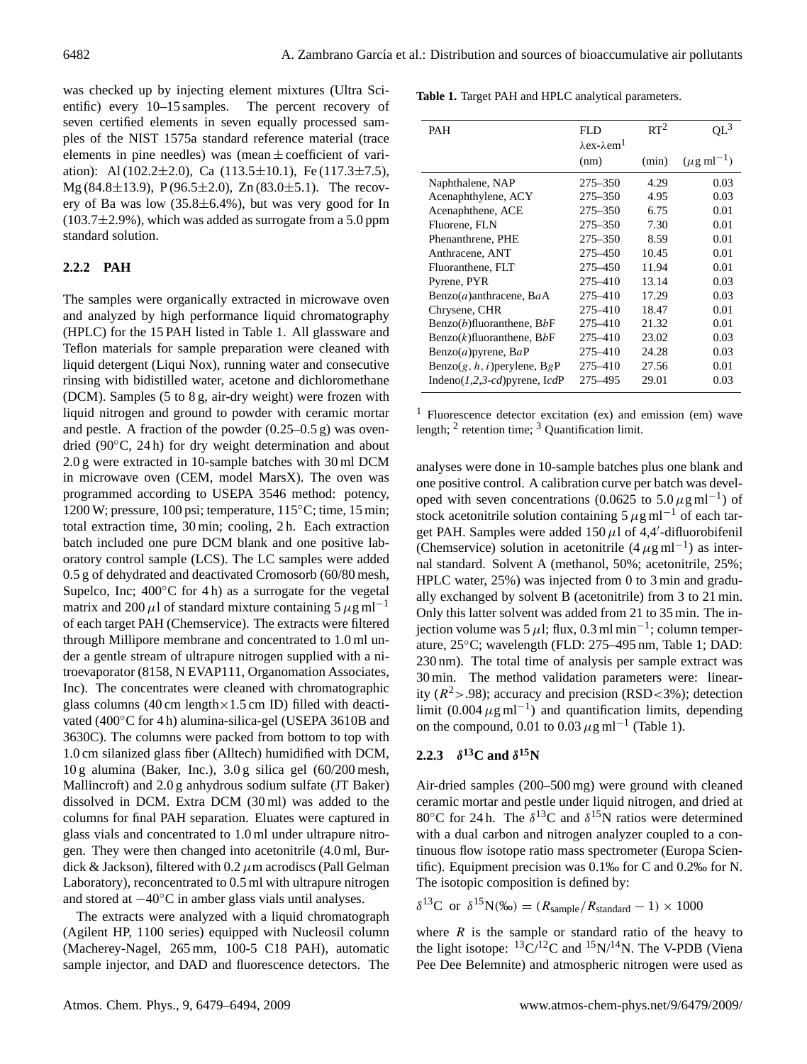was checked up by injecting element mixtures (Ultra Scientific) every 10–15 samples. The percent recovery of seven certified elements in seven equally processed samples of the NIST 1575a standard reference material (trace elements in pine needles) was (mean ± coefficient of variation): Al (102.2±2.0), Ca (113.5±10.1), Fe (117.3±7.5), Mg (84.8±13.9), P (96.5±2.0), Zn (83.0±5.1). The recovery of Ba was low (35.8±6.4%), but was very good for In (103.7±2.9%), which was added as surrogate from a 5.0 ppm standard solution.

### 2.2.2 PAH

The samples were organically extracted in microwave oven and analyzed by high performance liquid chromatography (HPLC) for the 15 PAH listed in Table 1. All glassware and Teflon materials for sample preparation were cleaned with liquid detergent (Liqui Nox), running water and consecutive rinsing with bidistilled water, acetone and dichloromethane (DCM). Samples (5 to 8 g, air-dry weight) were frozen with liquid nitrogen and ground to powder with ceramic mortar and pestle. A fraction of the powder (0.25–0.5 g) was oven-dried (90°C, 24 h) for dry weight determination and about 2.0 g were extracted in 10-sample batches with 30 ml DCM in microwave oven (CEM, model MarsX). The oven was programmed according to USEPA 3546 method: potency, 1200 W; pressure, 100 psi; temperature, 115°C; time, 15 min; total extraction time, 30 min; cooling, 2 h. Each extraction batch included one pure DCM blank and one positive laboratory control sample (LCS). The LC samples were added 0.5 g of dehydrated and deactivated Cromosorb (60/80 mesh, Supelco, Inc; 400°C for 4 h) as a surrogate for the vegetal matrix and 200 $\mu$l of standard mixture containing 5 $\mu$g ml$^{-1}$ of each target PAH (Chemservice). The extracts were filtered through Millipore membrane and concentrated to 1.0 ml under a gentle stream of ultrapure nitrogen supplied with a nitroevaporator (8158, N EVAP111, Organomation Associates, Inc). The concentrates were cleaned with chromatographic glass columns (40 cm length×1.5 cm ID) filled with deactivated (400°C for 4 h) alumina-silica-gel (USEPA 3610B and 3630C). The columns were packed from bottom to top with 1.0 cm silanized glass fiber (Alltech) humidified with DCM, 10 g alumina (Baker, Inc.), 3.0 g silica gel (60/200 mesh, Mallincroft) and 2.0 g anhydrous sodium sulfate (JT Baker) dissolved in DCM. Extra DCM (30 ml) was added to the columns for final PAH separation. Eluates were captured in glass vials and concentrated to 1.0 ml under ultrapure nitrogen. They were then changed into acetonitrile (4.0 ml, Burdick & Jackson), filtered with 0.2 $\mu$m acrodiscs (Pall Gelman Laboratory), reconcentrated to 0.5 ml with ultrapure nitrogen and stored at −40°C in amber glass vials until analyses.

The extracts were analyzed with a liquid chromatograph (Agilent HP, 1100 series) equipped with Nucleosil column (Macherey-Nagel, 265 mm, 100-5 C18 PAH), automatic sample injector, and DAD and fluorescence detectors. The analyses were done in 10-sample batches plus one blank and one positive control. A calibration curve per batch was developed with seven concentrations (0.0625 to 5.0 $\mu$g ml$^{-1}$) of stock acetonitrile solution containing 5 $\mu$g ml$^{-1}$ of each target PAH. Samples were added 150 $\mu$l of 4,4′-difluorobifenil (Chemservice) solution in acetonitrile (4 $\mu$g ml$^{-1}$) as internal standard. Solvent A (methanol, 50%; acetonitrile, 25%; HPLC water, 25%) was injected from 0 to 3 min and gradually exchanged by solvent B (acetonitrile) from 3 to 21 min. Only this latter solvent was added from 21 to 35 min. The injection volume was 5 $\mu$l; flux, 0.3 ml min$^{-1}$; column temperature, 25°C; wavelength (FLD: 275–495 nm, Table 1; DAD: 230 nm). The total time of analysis per sample extract was 30 min. The method validation parameters were: linearity ($R^2$>.98); accuracy and precision (RSD<3%); detection limit (0.004 $\mu$g ml$^{-1}$) and quantification limits, depending on the compound, 0.01 to 0.03 $\mu$g ml$^{-1}$ (Table 1).

**Table 1.** Target PAH and HPLC analytical parameters.

| PAH | FLD $\lambda$ex-$\lambda$em[1] (nm) | RT[2] (min) | QL[3] ($\mu$g ml$^{-1}$) |
|---|---|---|---|
| Naphthalene, NAP | 275–350 | 4.29 | 0.03 |
| Acenaphthylene, ACY | 275–350 | 4.95 | 0.03 |
| Acenaphthene, ACE | 275–350 | 6.75 | 0.01 |
| Fluorene, FLN | 275–350 | 7.30 | 0.01 |
| Phenanthrene, PHE | 275–350 | 8.59 | 0.01 |
| Anthracene, ANT | 275–450 | 10.45 | 0.01 |
| Fluoranthene, FLT | 275–450 | 11.94 | 0.01 |
| Pyrene, PYR | 275–410 | 13.14 | 0.03 |
| Benzo(*a*)anthracene, B*a*A | 275–410 | 17.29 | 0.03 |
| Chrysene, CHR | 275–410 | 18.47 | 0.01 |
| Benzo(*b*)fluoranthene, B*b*F | 275–410 | 21.32 | 0.01 |
| Benzo(*k*)fluoranthene, B*b*F | 275–410 | 23.02 | 0.03 |
| Benzo(*a*)pyrene, B*a*P | 275–410 | 24.28 | 0.03 |
| Benzo(*g, h, i*)perylene, B*g*P | 275–410 | 27.56 | 0.01 |
| Indeno(*1,2,3-cd*)pyrene, I*cd*P | 275–495 | 29.01 | 0.03 |

[1] Fluorescence detector excitation (ex) and emission (em) wave length; [2] retention time; [3] Quantification limit.

### 2.2.3 $\delta^{13}$C and $\delta^{15}$N

Air-dried samples (200–500 mg) were ground with cleaned ceramic mortar and pestle under liquid nitrogen, and dried at 80°C for 24 h. The $\delta^{13}$C and $\delta^{15}$N ratios were determined with a dual carbon and nitrogen analyzer coupled to a continuous flow isotope ratio mass spectrometer (Europa Scientific). Equipment precision was 0.1‰ for C and 0.2‰ for N. The isotopic composition is defined by:

$$\delta^{13}\text{C} \text{ or } \delta^{15}\text{N}(‰) = (R_{\text{sample}}/R_{\text{standard}} - 1) \times 1000$$

where $R$ is the sample or standard ratio of the heavy to the light isotope: $^{13}$C/$^{12}$C and $^{15}$N/$^{14}$N. The V-PDB (Viena Pee Dee Belemnite) and atmospheric nitrogen were used as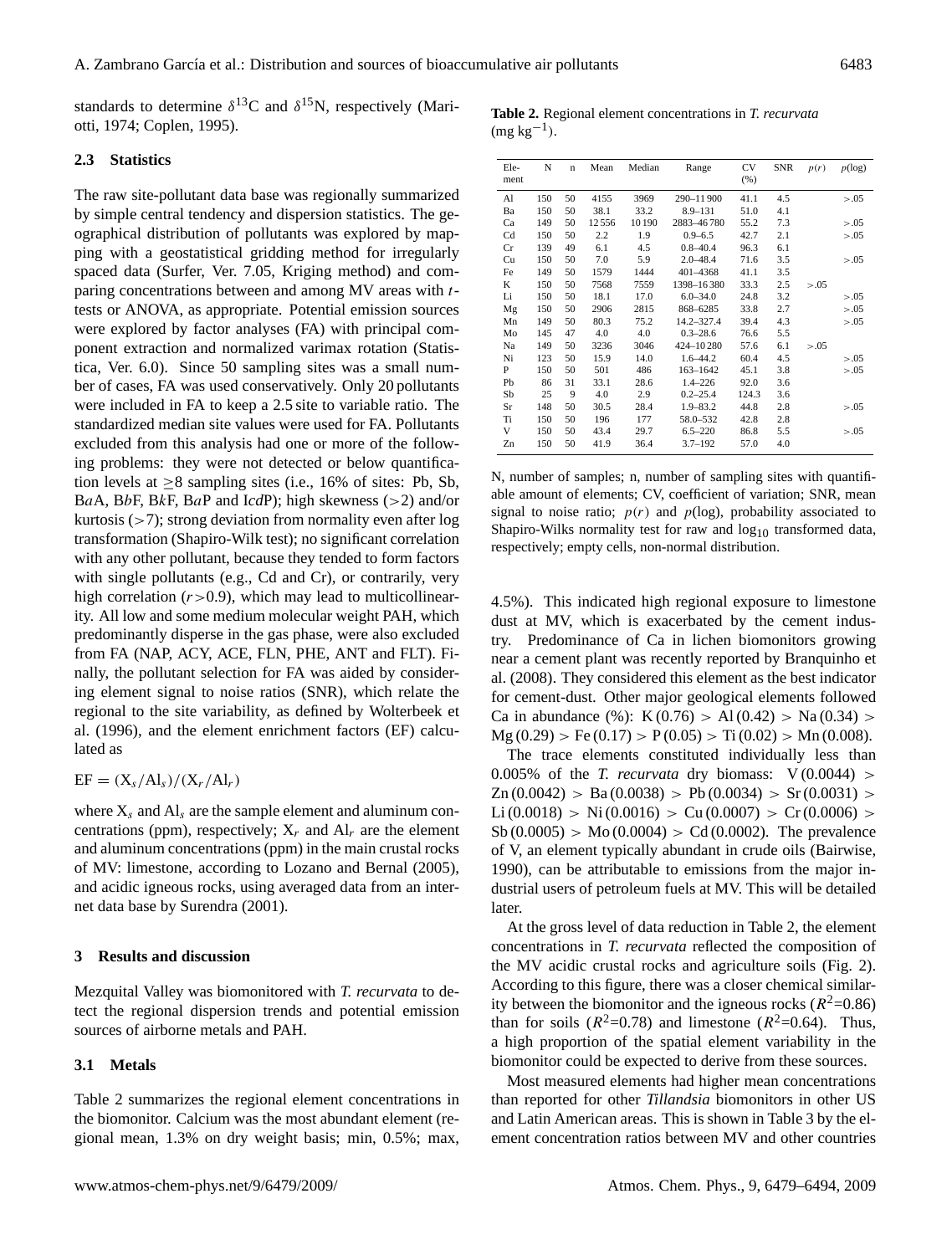standards to determine $\delta^{13}$C and $\delta^{15}$N, respectively (Mariotti, 1974; Coplen, 1995).

### 2.3 Statistics

The raw site-pollutant data base was regionally summarized by simple central tendency and dispersion statistics. The geographical distribution of pollutants was explored by mapping with a geostatistical gridding method for irregularly spaced data (Surfer, Ver. 7.05, Kriging method) and comparing concentrations between and among MV areas with $t$-tests or ANOVA, as appropriate. Potential emission sources were explored by factor analyses (FA) with principal component extraction and normalized varimax rotation (Statistica, Ver. 6.0). Since 50 sampling sites was a small number of cases, FA was used conservatively. Only 20 pollutants were included in FA to keep a 2.5 site to variable ratio. The standardized median site values were used for FA. Pollutants excluded from this analysis had one or more of the following problems: they were not detected or below quantification levels at ≥8 sampling sites (i.e., 16% of sites: Pb, Sb, B*a*A, B*b*F, B*k*F, B*a*P and I*cd*P); high skewness (>2) and/or kurtosis (>7); strong deviation from normality even after log transformation (Shapiro-Wilk test); no significant correlation with any other pollutant, because they tended to form factors with single pollutants (e.g., Cd and Cr), or contrarily, very high correlation ($r>0.9$), which may lead to multicollinearity. All low and some medium molecular weight PAH, which predominantly disperse in the gas phase, were also excluded from FA (NAP, ACY, ACE, FLN, PHE, ANT and FLT). Finally, the pollutant selection for FA was aided by considering element signal to noise ratios (SNR), which relate the regional to the site variability, as defined by Wolterbeek et al. (1996), and the element enrichment factors (EF) calculated as

$$EF = (X_s/Al_s)/(X_r/Al_r)$$

where $X_s$ and $Al_s$ are the sample element and aluminum concentrations (ppm), respectively; $X_r$ and $Al_r$ are the element and aluminum concentrations (ppm) in the main crustal rocks of MV: limestone, according to Lozano and Bernal (2005), and acidic igneous rocks, using averaged data from an internet data base by Surendra (2001).

## 3 Results and discussion

Mezquital Valley was biomonitored with *T. recurvata* to detect the regional dispersion trends and potential emission sources of airborne metals and PAH.

### 3.1 Metals

Table 2 summarizes the regional element concentrations in the biomonitor. Calcium was the most abundant element (regional mean, 1.3% on dry weight basis; min, 0.5%; max, 4.5%). This indicated high regional exposure to limestone dust at MV, which is exacerbated by the cement industry. Predominance of Ca in lichen biomonitors growing near a cement plant was recently reported by Branquinho et al. (2008). They considered this element as the best indicator for cement-dust. Other major geological elements followed Ca in abundance (%): K (0.76) > Al (0.42) > Na (0.34) > Mg (0.29) > Fe (0.17) > P (0.05) > Ti (0.02) > Mn (0.008).

**Table 2.** Regional element concentrations in *T. recurvata* (mg $kg^{-1}$).

| Element | N | n | Mean | Median | Range | CV (%) | SNR | $p(r)$ | $p(\log)$ |
|---|---|---|---|---|---|---|---|---|---|
| Al | 150 | 50 | 4155 | 3969 | 290–11 900 | 41.1 | 4.5 | | >.05 |
| Ba | 150 | 50 | 38.1 | 33.2 | 8.9–131 | 51.0 | 4.1 | | |
| Ca | 149 | 50 | 12 556 | 10 190 | 2883–46 780 | 55.2 | 7.3 | | >.05 |
| Cd | 150 | 50 | 2.2 | 1.9 | 0.9–6.5 | 42.7 | 2.1 | | >.05 |
| Cr | 139 | 49 | 6.1 | 4.5 | 0.8–40.4 | 96.3 | 6.1 | | |
| Cu | 150 | 50 | 7.0 | 5.9 | 2.0–48.4 | 71.6 | 3.5 | | >.05 |
| Fe | 149 | 50 | 1579 | 1444 | 401–4368 | 41.1 | 3.5 | | |
| K | 150 | 50 | 7568 | 7559 | 1398–16 380 | 33.3 | 2.5 | >.05 | |
| Li | 150 | 50 | 18.1 | 17.0 | 6.0–34.0 | 24.8 | 3.2 | | >.05 |
| Mg | 150 | 50 | 2906 | 2815 | 868–6285 | 33.8 | 2.7 | | >.05 |
| Mn | 149 | 50 | 80.3 | 75.2 | 14.2–327.4 | 39.4 | 4.3 | | >.05 |
| Mo | 145 | 47 | 4.0 | 4.0 | 0.3–28.6 | 76.6 | 5.5 | | |
| Na | 149 | 50 | 3236 | 3046 | 424–10 280 | 57.6 | 6.1 | >.05 | |
| Ni | 123 | 50 | 15.9 | 14.0 | 1.6–44.2 | 60.4 | 4.5 | | >.05 |
| P | 150 | 50 | 501 | 486 | 163–1642 | 45.1 | 3.8 | | >.05 |
| Pb | 86 | 31 | 33.1 | 28.6 | 1.4–226 | 92.0 | 3.6 | | |
| Sb | 25 | 9 | 4.0 | 2.9 | 0.2–25.4 | 124.3 | 3.6 | | |
| Sr | 148 | 50 | 30.5 | 28.4 | 1.9–83.2 | 44.8 | 2.8 | | >.05 |
| Ti | 150 | 50 | 196 | 177 | 58.0–532 | 42.8 | 2.8 | | |
| V | 150 | 50 | 43.4 | 29.7 | 6.5–220 | 86.8 | 5.5 | | >.05 |
| Zn | 150 | 50 | 41.9 | 36.4 | 3.7–192 | 57.0 | 4.0 | | |

N, number of samples; n, number of sampling sites with quantifiable amount of elements; CV, coefficient of variation; SNR, mean signal to noise ratio; $p(r)$ and $p(\log)$, probability associated to Shapiro-Wilks normality test for raw and $\log_{10}$ transformed data, respectively; empty cells, non-normal distribution.

The trace elements constituted individually less than 0.005% of the *T. recurvata* dry biomass: V (0.0044) > Zn (0.0042) > Ba (0.0038) > Pb (0.0034) > Sr (0.0031) > Li (0.0018) > Ni (0.0016) > Cu (0.0007) > Cr (0.0006) > Sb (0.0005) > Mo (0.0004) > Cd (0.0002). The prevalence of V, an element typically abundant in crude oils (Bairwise, 1990), can be attributable to emissions from the major industrial users of petroleum fuels at MV. This will be detailed later.

At the gross level of data reduction in Table 2, the element concentrations in *T. recurvata* reflected the composition of the MV acidic crustal rocks and agriculture soils (Fig. 2). According to this figure, there was a closer chemical similarity between the biomonitor and the igneous rocks ($R^2$=0.86) than for soils ($R^2$=0.78) and limestone ($R^2$=0.64). Thus, a high proportion of the spatial element variability in the biomonitor could be expected to derive from these sources.

Most measured elements had higher mean concentrations than reported for other *Tillandsia* biomonitors in other US and Latin American areas. This is shown in Table 3 by the element concentration ratios between MV and other countries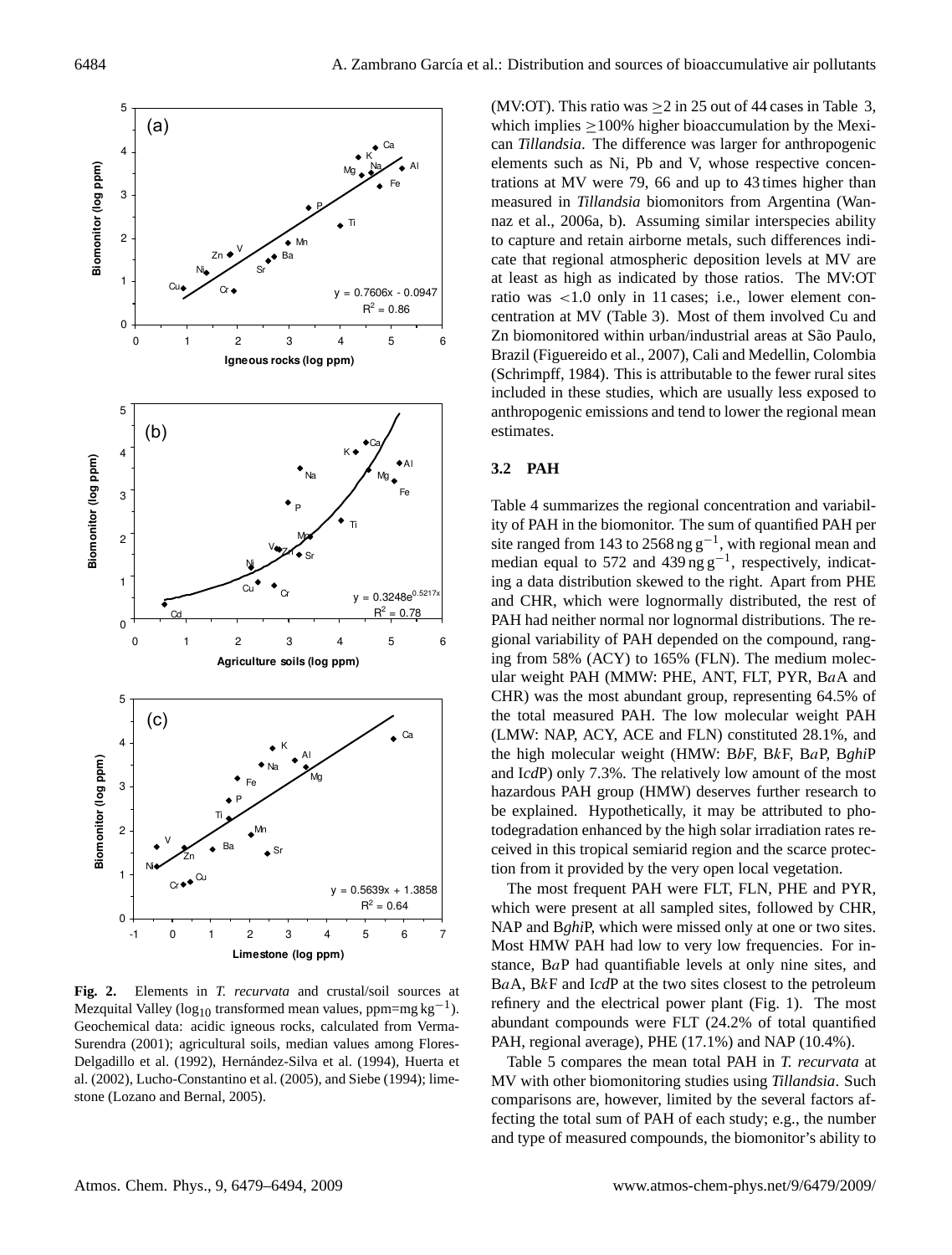**Fig. 2.** Elements in *T. recurvata* and crustal/soil sources at Mezquital Valley ($\log_{10}$ transformed mean values, ppm=mg kg$^{-1}$). Geochemical data: acidic igneous rocks, calculated from Verma-Surendra (2001); agricultural soils, median values among Flores-Delgadillo et al. (1992), Hernández-Silva et al. (1994), Huerta et al. (2002), Lucho-Constantino et al. (2005), and Siebe (1994); limestone (Lozano and Bernal, 2005).

(MV:OT). This ratio was ≥2 in 25 out of 44 cases in Table 3, which implies ≥100% higher bioaccumulation by the Mexican *Tillandsia*. The difference was larger for anthropogenic elements such as Ni, Pb and V, whose respective concentrations at MV were 79, 66 and up to 43 times higher than measured in *Tillandsia* biomonitors from Argentina (Wannaz et al., 2006a, b). Assuming similar interspecies ability to capture and retain airborne metals, such differences indicate that regional atmospheric deposition levels at MV are at least as high as indicated by those ratios. The MV:OT ratio was <1.0 only in 11 cases; i.e., lower element concentration at MV (Table 3). Most of them involved Cu and Zn biomonitored within urban/industrial areas at São Paulo, Brazil (Figuereido et al., 2007), Cali and Medellin, Colombia (Schrimpff, 1984). This is attributable to the fewer rural sites included in these studies, which are usually less exposed to anthropogenic emissions and tend to lower the regional mean estimates.

### 3.2 PAH

Table 4 summarizes the regional concentration and variability of PAH in the biomonitor. The sum of quantified PAH per site ranged from 143 to 2568 ng g$^{-1}$, with regional mean and median equal to 572 and 439 ng g$^{-1}$, respectively, indicating a data distribution skewed to the right. Apart from PHE and CHR, which were lognormally distributed, the rest of PAH had neither normal nor lognormal distributions. The regional variability of PAH depended on the compound, ranging from 58% (ACY) to 165% (FLN). The medium molecular weight PAH (MMW: PHE, ANT, FLT, PYR, B*a*A and CHR) was the most abundant group, representing 64.5% of the total measured PAH. The low molecular weight PAH (LMW: NAP, ACY, ACE and FLN) constituted 28.1%, and the high molecular weight (HMW: B*b*F, B*k*F, B*a*P, B*ghi*P and I*cd*P) only 7.3%. The relatively low amount of the most hazardous PAH group (HMW) deserves further research to be explained. Hypothetically, it may be attributed to photodegradation enhanced by the high solar irradiation rates received in this tropical semiarid region and the scarce protection from it provided by the very open local vegetation.

The most frequent PAH were FLT, FLN, PHE and PYR, which were present at all sampled sites, followed by CHR, NAP and B*ghi*P, which were missed only at one or two sites. Most HMW PAH had low to very low frequencies. For instance, B*a*P had quantifiable levels at only nine sites, and B*a*A, B*k*F and I*cd*P at the two sites closest to the petroleum refinery and the electrical power plant (Fig. 1). The most abundant compounds were FLT (24.2% of total quantified PAH, regional average), PHE (17.1%) and NAP (10.4%).

Table 5 compares the mean total PAH in *T. recurvata* at MV with other biomonitoring studies using *Tillandsia*. Such comparisons are, however, limited by the several factors affecting the total sum of PAH of each study; e.g., the number and type of measured compounds, the biomonitor's ability to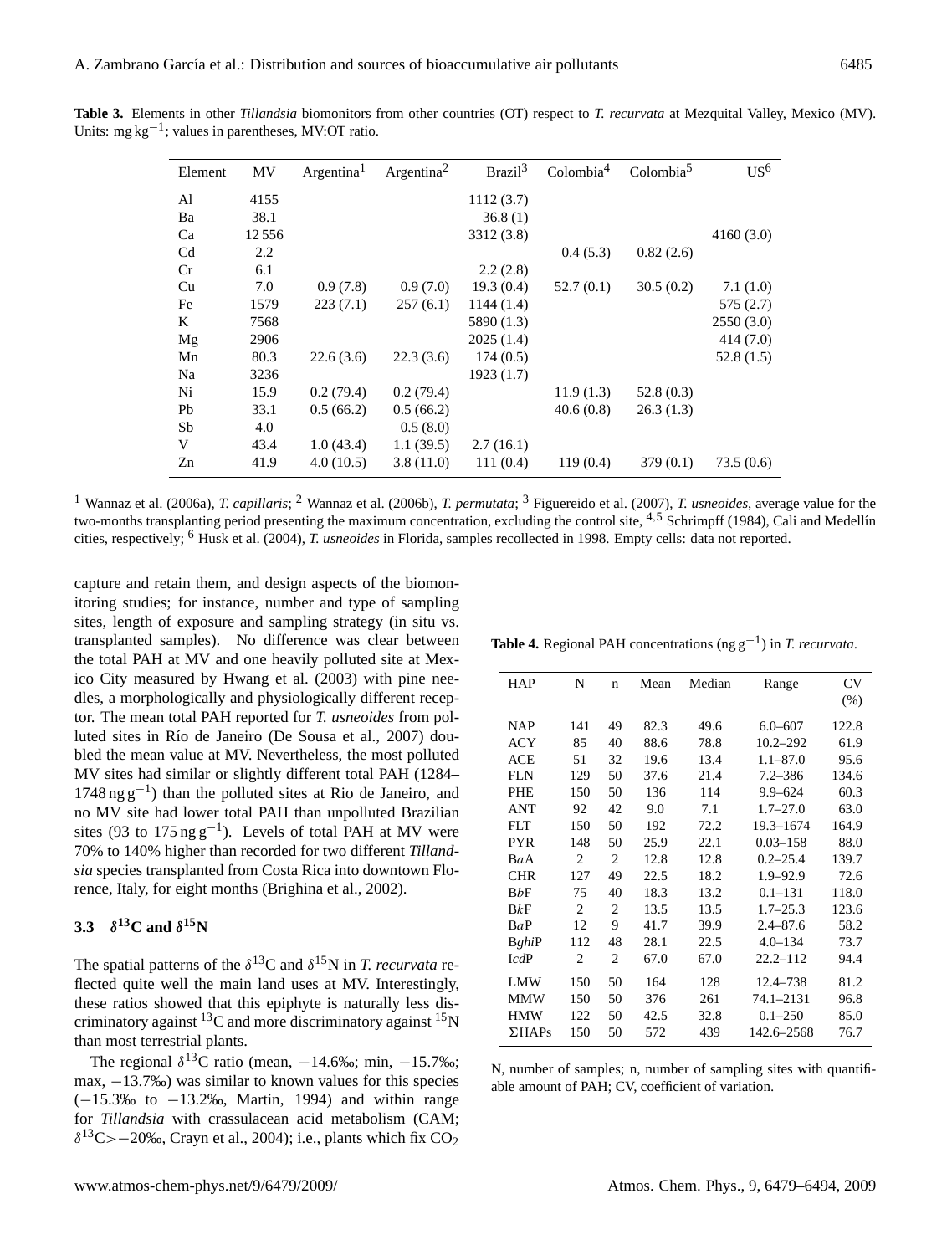**Table 3.** Elements in other *Tillandsia* biomonitors from other countries (OT) respect to *T. recurvata* at Mezquital Valley, Mexico (MV). Units: $mg\,kg^{-1}$; values in parentheses, MV:OT ratio.

| Element | MV | Argentina[1] | Argentina[2] | Brazil[3] | Colombia[4] | Colombia[5] | US[6] |
|---|---|---|---|---|---|---|---|
| Al | 4155 | | | 1112 (3.7) | | | |
| Ba | 38.1 | | | 36.8 (1) | | | |
| Ca | 12 556 | | | 3312 (3.8) | | | 4160 (3.0) |
| Cd | 2.2 | | | | 0.4 (5.3) | 0.82 (2.6) | |
| Cr | 6.1 | | | 2.2 (2.8) | | | |
| Cu | 7.0 | 0.9 (7.8) | 0.9 (7.0) | 19.3 (0.4) | 52.7 (0.1) | 30.5 (0.2) | 7.1 (1.0) |
| Fe | 1579 | 223 (7.1) | 257 (6.1) | 1144 (1.4) | | | 575 (2.7) |
| K | 7568 | | | 5890 (1.3) | | | 2550 (3.0) |
| Mg | 2906 | | | 2025 (1.4) | | | 414 (7.0) |
| Mn | 80.3 | 22.6 (3.6) | 22.3 (3.6) | 174 (0.5) | | | 52.8 (1.5) |
| Na | 3236 | | | 1923 (1.7) | | | |
| Ni | 15.9 | 0.2 (79.4) | 0.2 (79.4) | | 11.9 (1.3) | 52.8 (0.3) | |
| Pb | 33.1 | 0.5 (66.2) | 0.5 (66.2) | | 40.6 (0.8) | 26.3 (1.3) | |
| Sb | 4.0 | | 0.5 (8.0) | | | | |
| V | 43.4 | 1.0 (43.4) | 1.1 (39.5) | 2.7 (16.1) | | | |
| Zn | 41.9 | 4.0 (10.5) | 3.8 (11.0) | 111 (0.4) | 119 (0.4) | 379 (0.1) | 73.5 (0.6) |

[1] Wannaz et al. (2006a), *T. capillaris*; [2] Wannaz et al. (2006b), *T. permutata*; [3] Figuereido et al. (2007), *T. usneoides*, average value for the two-months transplanting period presenting the maximum concentration, excluding the control site, [4,5] Schrimpff (1984), Cali and Medellín cities, respectively; [6] Husk et al. (2004), *T. usneoides* in Florida, samples recollected in 1998. Empty cells: data not reported.

capture and retain them, and design aspects of the biomonitoring studies; for instance, number and type of sampling sites, length of exposure and sampling strategy (in situ vs. transplanted samples). No difference was clear between the total PAH at MV and one heavily polluted site at Mexico City measured by Hwang et al. (2003) with pine needles, a morphologically and physiologically different receptor. The mean total PAH reported for *T. usneoides* from polluted sites in Río de Janeiro (De Sousa et al., 2007) doubled the mean value at MV. Nevertheless, the most polluted MV sites had similar or slightly different total PAH (1284–1748 $ng\,g^{-1}$) than the polluted sites at Rio de Janeiro, and no MV site had lower total PAH than unpolluted Brazilian sites (93 to 175 $ng\,g^{-1}$). Levels of total PAH at MV were 70% to 140% higher than recorded for two different *Tillandsia* species transplanted from Costa Rica into downtown Florence, Italy, for eight months (Brighina et al., 2002).

### 3.3 $\delta^{13}C$ and $\delta^{15}N$

The spatial patterns of the $\delta^{13}C$ and $\delta^{15}N$ in *T. recurvata* reflected quite well the main land uses at MV. Interestingly, these ratios showed that this epiphyte is naturally less discriminatory against $^{13}C$ and more discriminatory against $^{15}N$ than most terrestrial plants.

The regional $\delta^{13}C$ ratio (mean, −14.6‰; min, −15.7‰; max, −13.7‰) was similar to known values for this species (−15.3‰ to −13.2‰, Martin, 1994) and within range for *Tillandsia* with crassulacean acid metabolism (CAM; $\delta^{13}C > -20$‰, Crayn et al., 2004); i.e., plants which fix $CO_2$

**Table 4.** Regional PAH concentrations ($ng\,g^{-1}$) in *T. recurvata*.

| HAP | N | n | Mean | Median | Range | CV (%) |
|---|---|---|---|---|---|---|
| NAP | 141 | 49 | 82.3 | 49.6 | 6.0–607 | 122.8 |
| ACY | 85 | 40 | 88.6 | 78.8 | 10.2–292 | 61.9 |
| ACE | 51 | 32 | 19.6 | 13.4 | 1.1–87.0 | 95.6 |
| FLN | 129 | 50 | 37.6 | 21.4 | 7.2–386 | 134.6 |
| PHE | 150 | 50 | 136 | 114 | 9.9–624 | 60.3 |
| ANT | 92 | 42 | 9.0 | 7.1 | 1.7–27.0 | 63.0 |
| FLT | 150 | 50 | 192 | 72.2 | 19.3–1674 | 164.9 |
| PYR | 148 | 50 | 25.9 | 22.1 | 0.03–158 | 88.0 |
| B*a*A | 2 | 2 | 12.8 | 12.8 | 0.2–25.4 | 139.7 |
| CHR | 127 | 49 | 22.5 | 18.2 | 1.9–92.9 | 72.6 |
| B*b*F | 75 | 40 | 18.3 | 13.2 | 0.1–131 | 118.0 |
| B*k*F | 2 | 2 | 13.5 | 13.5 | 1.7–25.3 | 123.6 |
| B*a*P | 12 | 9 | 41.7 | 39.9 | 2.4–87.6 | 58.2 |
| B*ghi*P | 112 | 48 | 28.1 | 22.5 | 4.0–134 | 73.7 |
| I*cd*P | 2 | 2 | 67.0 | 67.0 | 22.2–112 | 94.4 |
| LMW | 150 | 50 | 164 | 128 | 12.4–738 | 81.2 |
| MMW | 150 | 50 | 376 | 261 | 74.1–2131 | 96.8 |
| HMW | 122 | 50 | 42.5 | 32.8 | 0.1–250 | 85.0 |
| ΣHAPs | 150 | 50 | 572 | 439 | 142.6–2568 | 76.7 |

N, number of samples; n, number of sampling sites with quantifiable amount of PAH; CV, coefficient of variation.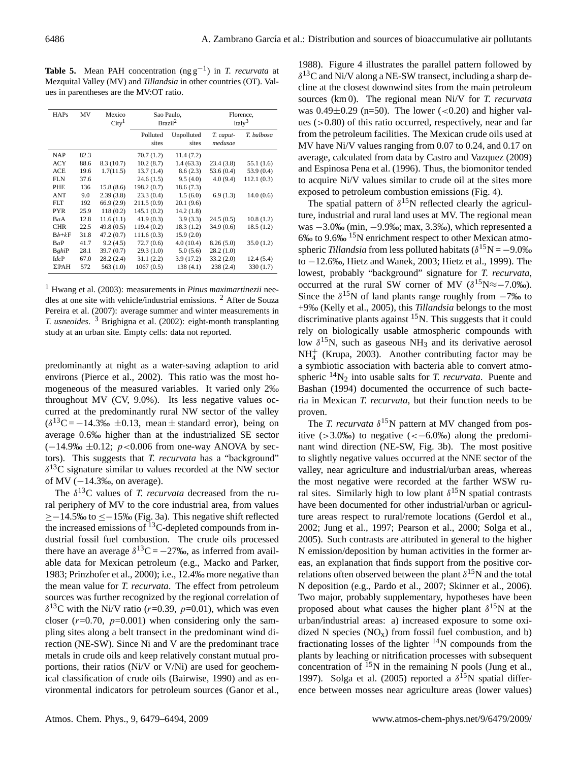**Table 5.** Mean PAH concentration ($ng\,g^{-1}$) in *T. recurvata* at Mezquital Valley (MV) and *Tillandsia* in other countries (OT). Values in parentheses are the MV:OT ratio.

| HAPs | MV | Mexico City[1] | Sao Paulo, Brazil[2] | | Florence, Italy[3] | |
|---|---|---|---|---|---|---|
| | | | Polluted sites | Unpolluted sites | *T. caput-medusae* | *T. bulbosa* |
| NAP | 82.3 | | 70.7 (1.2) | 11.4 (7.2) | | |
| ACY | 88.6 | 8.3 (10.7) | 10.2 (8.7) | 1.4 (63.3) | 23.4 (3.8) | 55.1 (1.6) |
| ACE | 19.6 | 1.7(11.5) | 13.7 (1.4) | 8.6 (2.3) | 53.6 (0.4) | 53.9 (0.4) |
| FLN | 37.6 | | 24.6 (1.5) | 9.5 (4.0) | 4.0 (9.4) | 112.1 (0.3) |
| PHE | 136 | 15.8 (8.6) | 198.2 (0.7) | 18.6 (7.3) | | |
| ANT | 9.0 | 2.39 (3.8) | 23.3 (0.4) | 1.5 (6.0) | 6.9 (1.3) | 14.0 (0.6) |
| FLT | 192 | 66.9 (2.9) | 211.5 (0.9) | 20.1 (9.6) | | |
| PYR | 25.9 | 118 (0.2) | 145.1 (0.2) | 14.2 (1.8) | | |
| B*a*A | 12.8 | 11.6 (1.1) | 41.9 (0.3) | 3.9 (3.3) | 24.5 (0.5) | 10.8 (1.2) |
| CHR | 22.5 | 49.8 (0.5) | 119.4 (0.2) | 18.3 (1.2) | 34.9 (0.6) | 18.5 (1.2) |
| B*b*+*k*F | 31.8 | 47.2 (0.7) | 111.6 (0.3) | 15.9 (2.0) | | |
| B*a*P | 41.7 | 9.2 (4.5) | 72.7 (0.6) | 4.0 (10.4) | 8.26 (5.0) | 35.0 (1.2) |
| B*ghi*P | 28.1 | 39.7 (0.7) | 29.3 (1.0) | 5.0 (5.6) | 28.2 (1.0) | |
| I*dc*P | 67.0 | 28.2 (2.4) | 31.1 (2.2) | 3.9 (17.2) | 33.2 (2.0) | 12.4 (5.4) |
| ΣPAH | 572 | 563 (1.0) | 1067 (0.5) | 138 (4.1) | 238 (2.4) | 330 (1.7) |

[1] Hwang et al. (2003): measurements in *Pinus maximartinezii* needles at one site with vehicle/industrial emissions. [2] After de Souza Pereira et al. (2007): average summer and winter measurements in *T. usneoides*. [3] Brighigna et al. (2002): eight-month transplanting study at an urban site. Empty cells: data not reported.

predominantly at night as a water-saving adaption to arid environs (Pierce et al., 2002). This ratio was the most homogeneous of the measured variables. It varied only 2‰ throughout MV (CV, 9.0%). Its less negative values occurred at the predominantly rural NW sector of the valley ($\delta^{13}C = -14.3‰ \pm 0.13$, mean ± standard error), being on average 0.6‰ higher than at the industrialized SE sector ($-14.9‰ \pm 0.12$; $p<0.006$ from one-way ANOVA by sectors). This suggests that *T. recurvata* has a "background" $\delta^{13}C$ signature similar to values recorded at the NW sector of MV (−14.3‰, on average).

The $\delta^{13}C$ values of *T. recurvata* decreased from the rural periphery of MV to the core industrial area, from values $\geq -14.5‰$ to $\leq -15‰$ (Fig. 3a). This negative shift reflected the increased emissions of $^{13}C$-depleted compounds from industrial fossil fuel combustion. The crude oils processed there have an average $\delta^{13}C = -27‰$, as inferred from available data for Mexican petroleum (e.g., Macko and Parker, 1983; Prinzhofer et al., 2000); i.e., 12.4‰ more negative than the mean value for *T. recurvata*. The effect from petroleum sources was further recognized by the regional correlation of $\delta^{13}C$ with the Ni/V ratio ($r=0.39$, $p=0.01$), which was even closer ($r=0.70$, $p=0.001$) when considering only the sampling sites along a belt transect in the predominant wind direction (NE-SW). Since Ni and V are the predominant trace metals in crude oils and keep relatively constant mutual proportions, their ratios (Ni/V or V/Ni) are used for geochemical classification of crude oils (Bairwise, 1990) and as environmental indicators for petroleum sources (Ganor et al., 1988). Figure 4 illustrates the parallel pattern followed by $\delta^{13}C$ and Ni/V along a NE-SW transect, including a sharp decline at the closest downwind sites from the main petroleum sources (km 0). The regional mean Ni/V for *T. recurvata* was $0.49 \pm 0.29$ (n=50). The lower (<0.20) and higher values (>0.80) of this ratio occurred, respectively, near and far from the petroleum facilities. The Mexican crude oils used at MV have Ni/V values ranging from 0.07 to 0.24, and 0.17 on average, calculated from data by Castro and Vazquez (2009) and Espinosa Pena et al. (1996). Thus, the biomonitor tended to acquire Ni/V values similar to crude oil at the sites more exposed to petroleum combustion emissions (Fig. 4).

The spatial pattern of $\delta^{15}N$ reflected clearly the agriculture, industrial and rural land uses at MV. The regional mean was −3.0‰ (min, −9.9‰; max, 3.3‰), which represented a 6‰ to 9.6‰ $^{15}N$ enrichment respect to other Mexican atmospheric *Tillandsia* from less polluted habitats ($\delta^{15}N = -9.0‰$ to −12.6‰, Hietz and Wanek, 2003; Hietz et al., 1999). The lowest, probably "background" signature for *T. recurvata*, occurred at the rural SW corner of MV ($\delta^{15}N \approx -7.0‰$). Since the $\delta^{15}N$ of land plants range roughly from −7‰ to +9‰ (Kelly et al., 2005), this *Tillandsia* belongs to the most discriminative plants against $^{15}N$. This suggests that it could rely on biologically usable atmospheric compounds with low $\delta^{15}N$, such as gaseous $NH_3$ and its derivative aerosol $NH_4^+$ (Krupa, 2003). Another contributing factor may be a symbiotic association with bacteria able to convert atmospheric $^{14}N_2$ into usable salts for *T. recurvata*. Puente and Bashan (1994) documented the occurrence of such bacteria in Mexican *T. recurvata*, but their function needs to be proven.

The *T. recurvata* $\delta^{15}N$ pattern at MV changed from positive (>3.0‰) to negative (<−6.0‰) along the predominant wind direction (NE-SW, Fig. 3b). The most positive to slightly negative values occurred at the NNE sector of the valley, near agriculture and industrial/urban areas, whereas the most negative were recorded at the farther WSW rural sites. Similarly high to low plant $\delta^{15}N$ spatial contrasts have been documented for other industrial/urban or agriculture areas respect to rural/remote locations (Gerdol et al., 2002; Jung et al., 1997; Pearson et al., 2000; Solga et al., 2005). Such contrasts are attributed in general to the higher N emission/deposition by human activities in the former areas, an explanation that finds support from the positive correlations often observed between the plant $\delta^{15}N$ and the total N deposition (e.g., Pardo et al., 2007; Skinner et al., 2006). Two major, probably supplementary, hypotheses have been proposed about what causes the higher plant $\delta^{15}N$ at the urban/industrial areas: a) increased exposure to some oxidized N species ($NO_x$) from fossil fuel combustion, and b) fractionating losses of the lighter $^{14}N$ compounds from the plants by leaching or nitrification processes with subsequent concentration of $^{15}N$ in the remaining N pools (Jung et al., 1997). Solga et al. (2005) reported a $\delta^{15}N$ spatial difference between mosses near agriculture areas (lower values)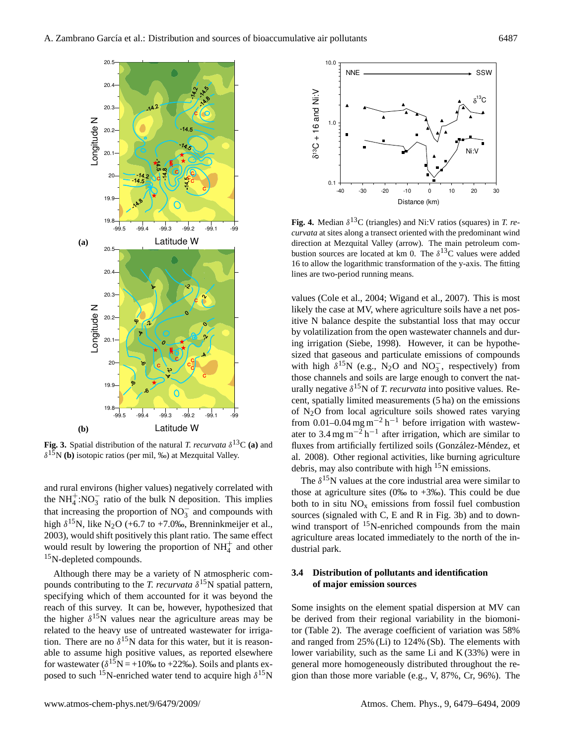**Fig. 3.** Spatial distribution of the natural *T. recurvata* $\delta^{13}$C **(a)** and $\delta^{15}$N **(b)** isotopic ratios (per mil, ‰) at Mezquital Valley.

**Fig. 4.** Median $\delta^{13}$C (triangles) and Ni:V ratios (squares) in *T. recurvata* at sites along a transect oriented with the predominant wind direction at Mezquital Valley (arrow). The main petroleum combustion sources are located at km 0. The $\delta^{13}$C values were added 16 to allow the logarithmic transformation of the y-axis. The fitting lines are two-period running means.

and rural environs (higher values) negatively correlated with the $NH_4^+$:$NO_3^-$ ratio of the bulk N deposition. This implies that increasing the proportion of $NO_3^-$ and compounds with high $\delta^{15}$N, like $N_2O$ (+6.7 to +7.0‰, Brenninkmeijer et al., 2003), would shift positively this plant ratio. The same effect would result by lowering the proportion of $NH_4^+$ and other $^{15}$N-depleted compounds.

Although there may be a variety of N atmospheric compounds contributing to the *T. recurvata* $\delta^{15}$N spatial pattern, specifying which of them accounted for it was beyond the reach of this survey. It can be, however, hypothesized that the higher $\delta^{15}$N values near the agriculture areas may be related to the heavy use of untreated wastewater for irrigation. There are no $\delta^{15}$N data for this water, but it is reasonable to assume high positive values, as reported elsewhere for wastewater ($\delta^{15}$N = +10‰ to +22‰). Soils and plants exposed to such $^{15}$N-enriched water tend to acquire high $\delta^{15}$N values (Cole et al., 2004; Wigand et al., 2007). This is most likely the case at MV, where agriculture soils have a net positive N balance despite the substantial loss that may occur by volatilization from the open wastewater channels and during irrigation (Siebe, 1998). However, it can be hypothesized that gaseous and particulate emissions of compounds with high $\delta^{15}$N (e.g., $N_2O$ and $NO_3^-$, respectively) from those channels and soils are large enough to convert the naturally negative $\delta^{15}$N of *T. recurvata* into positive values. Recent, spatially limited measurements (5 ha) on the emissions of $N_2O$ from local agriculture soils showed rates varying from 0.01–0.04 mg m$^{-2}$ h$^{-1}$ before irrigation with wastewater to 3.4 mg m$^{-2}$ h$^{-1}$ after irrigation, which are similar to fluxes from artificially fertilized soils (González-Méndez, et al. 2008). Other regional activities, like burning agriculture debris, may also contribute with high $^{15}$N emissions.

The $\delta^{15}$N values at the core industrial area were similar to those at agriculture sites (0‰ to +3‰). This could be due both to in situ $NO_x$ emissions from fossil fuel combustion sources (signaled with C, E and R in Fig. 3b) and to downwind transport of $^{15}$N-enriched compounds from the main agriculture areas located immediately to the north of the industrial park.

### 3.4 Distribution of pollutants and identification of major emission sources

Some insights on the element spatial dispersion at MV can be derived from their regional variability in the biomonitor (Table 2). The average coefficient of variation was 58% and ranged from 25% (Li) to 124% (Sb). The elements with lower variability, such as the same Li and K (33%) were in general more homogeneously distributed throughout the region than those more variable (e.g., V, 87%, Cr, 96%). The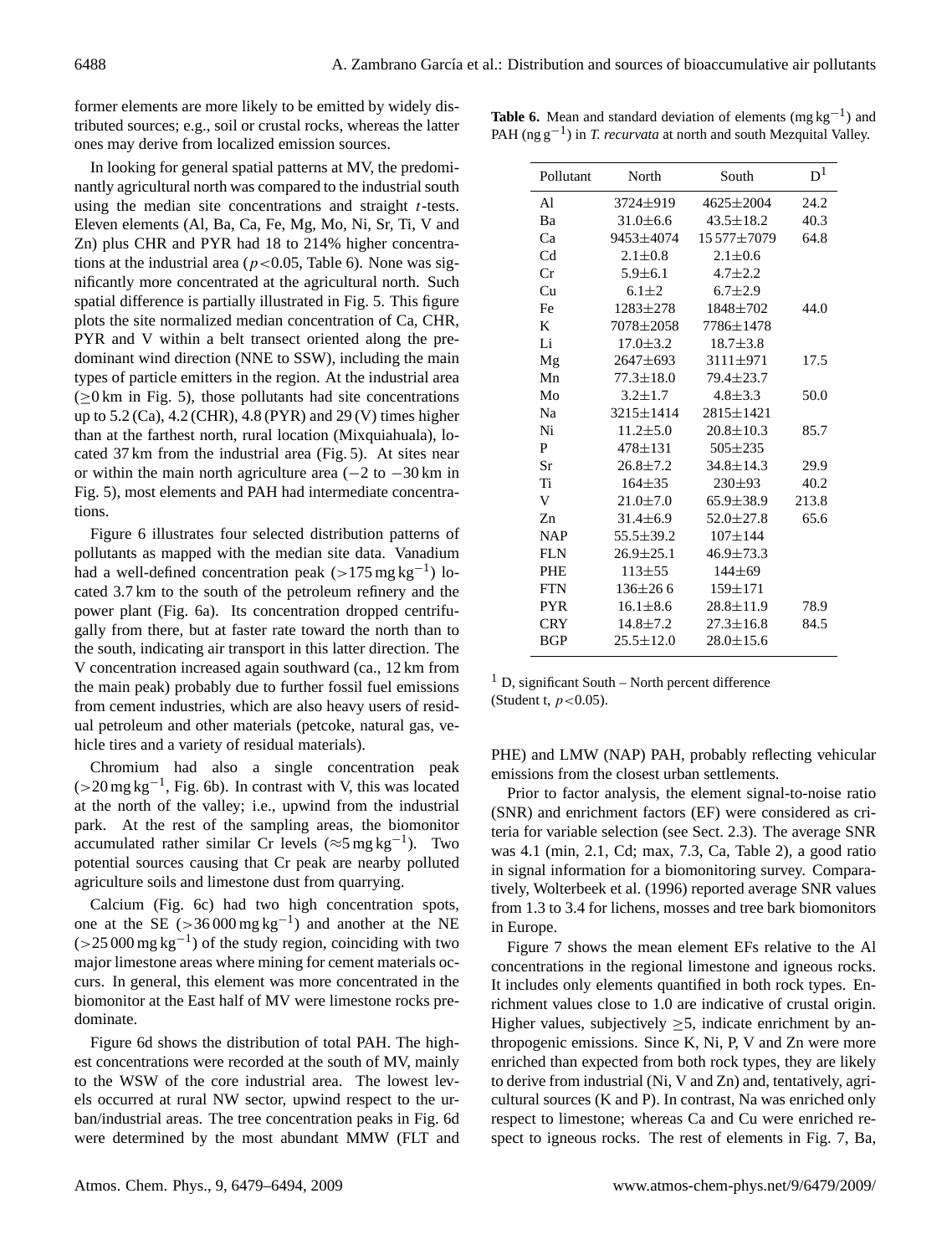former elements are more likely to be emitted by widely distributed sources; e.g., soil or crustal rocks, whereas the latter ones may derive from localized emission sources.

In looking for general spatial patterns at MV, the predominantly agricultural north was compared to the industrial south using the median site concentrations and straight $t$-tests. Eleven elements (Al, Ba, Ca, Fe, Mg, Mo, Ni, Sr, Ti, V and Zn) plus CHR and PYR had 18 to 214% higher concentrations at the industrial area ($p<0.05$, Table 6). None was significantly more concentrated at the agricultural north. Such spatial difference is partially illustrated in Fig. 5. This figure plots the site normalized median concentration of Ca, CHR, PYR and V within a belt transect oriented along the predominant wind direction (NNE to SSW), including the main types of particle emitters in the region. At the industrial area ($\geq$0 km in Fig. 5), those pollutants had site concentrations up to 5.2 (Ca), 4.2 (CHR), 4.8 (PYR) and 29 (V) times higher than at the farthest north, rural location (Mixquiahuala), located 37 km from the industrial area (Fig. 5). At sites near or within the main north agriculture area ($-2$ to $-30$ km in Fig. 5), most elements and PAH had intermediate concentrations.

Figure 6 illustrates four selected distribution patterns of pollutants as mapped with the median site data. Vanadium had a well-defined concentration peak ($>175\,\mathrm{mg\,kg^{-1}}$) located 3.7 km to the south of the petroleum refinery and the power plant (Fig. 6a). Its concentration dropped centrifugally from there, but at faster rate toward the north than to the south, indicating air transport in this latter direction. The V concentration increased again southward (ca., 12 km from the main peak) probably due to further fossil fuel emissions from cement industries, which are also heavy users of residual petroleum and other materials (petcoke, natural gas, vehicle tires and a variety of residual materials).

Chromium had also a single concentration peak ($>20\,\mathrm{mg\,kg^{-1}}$, Fig. 6b). In contrast with V, this was located at the north of the valley; i.e., upwind from the industrial park. At the rest of the sampling areas, the biomonitor accumulated rather similar Cr levels ($\approx 5\,\mathrm{mg\,kg^{-1}}$). Two potential sources causing that Cr peak are nearby polluted agriculture soils and limestone dust from quarrying.

Calcium (Fig. 6c) had two high concentration spots, one at the SE ($>36\,000\,\mathrm{mg\,kg^{-1}}$) and another at the NE ($>25\,000\,\mathrm{mg\,kg^{-1}}$) of the study region, coinciding with two major limestone areas where mining for cement materials occurs. In general, this element was more concentrated in the biomonitor at the East half of MV were limestone rocks predominate.

Figure 6d shows the distribution of total PAH. The highest concentrations were recorded at the south of MV, mainly to the WSW of the core industrial area. The lowest levels occurred at rural NW sector, upwind respect to the urban/industrial areas. The tree concentration peaks in Fig. 6d were determined by the most abundant MMW (FLT and PHE) and LMW (NAP) PAH, probably reflecting vehicular emissions from the closest urban settlements.

**Table 6.** Mean and standard deviation of elements ($\mathrm{mg\,kg^{-1}}$) and PAH ($\mathrm{ng\,g^{-1}}$) in *T. recurvata* at north and south Mezquital Valley.

| Pollutant | North | South | D[1] |
|---|---|---|---|
| Al | 3724±919 | 4625±2004 | 24.2 |
| Ba | 31.0±6.6 | 43.5±18.2 | 40.3 |
| Ca | 9453±4074 | 15 577±7079 | 64.8 |
| Cd | 2.1±0.8 | 2.1±0.6 | |
| Cr | 5.9±6.1 | 4.7±2.2 | |
| Cu | 6.1±2 | 6.7±2.9 | |
| Fe | 1283±278 | 1848±702 | 44.0 |
| K | 7078±2058 | 7786±1478 | |
| Li | 17.0±3.2 | 18.7±3.8 | |
| Mg | 2647±693 | 3111±971 | 17.5 |
| Mn | 77.3±18.0 | 79.4±23.7 | |
| Mo | 3.2±1.7 | 4.8±3.3 | 50.0 |
| Na | 3215±1414 | 2815±1421 | |
| Ni | 11.2±5.0 | 20.8±10.3 | 85.7 |
| P | 478±131 | 505±235 | |
| Sr | 26.8±7.2 | 34.8±14.3 | 29.9 |
| Ti | 164±35 | 230±93 | 40.2 |
| V | 21.0±7.0 | 65.9±38.9 | 213.8 |
| Zn | 31.4±6.9 | 52.0±27.8 | 65.6 |
| NAP | 55.5±39.2 | 107±144 | |
| FLN | 26.9±25.1 | 46.9±73.3 | |
| PHE | 113±55 | 144±69 | |
| FTN | 136±26 6 | 159±171 | |
| PYR | 16.1±8.6 | 28.8±11.9 | 78.9 |
| CRY | 14.8±7.2 | 27.3±16.8 | 84.5 |
| BGP | 25.5±12.0 | 28.0±15.6 | |

[1] D, significant South – North percent difference (Student t, $p<0.05$).

Prior to factor analysis, the element signal-to-noise ratio (SNR) and enrichment factors (EF) were considered as criteria for variable selection (see Sect. 2.3). The average SNR was 4.1 (min, 2.1, Cd; max, 7.3, Ca, Table 2), a good ratio in signal information for a biomonitoring survey. Comparatively, Wolterbeek et al. (1996) reported average SNR values from 1.3 to 3.4 for lichens, mosses and tree bark biomonitors in Europe.

Figure 7 shows the mean element EFs relative to the Al concentrations in the regional limestone and igneous rocks. It includes only elements quantified in both rock types. Enrichment values close to 1.0 are indicative of crustal origin. Higher values, subjectively $\geq$5, indicate enrichment by anthropogenic emissions. Since K, Ni, P, V and Zn were more enriched than expected from both rock types, they are likely to derive from industrial (Ni, V and Zn) and, tentatively, agricultural sources (K and P). In contrast, Na was enriched only respect to limestone; whereas Ca and Cu were enriched respect to igneous rocks. The rest of elements in Fig. 7, Ba,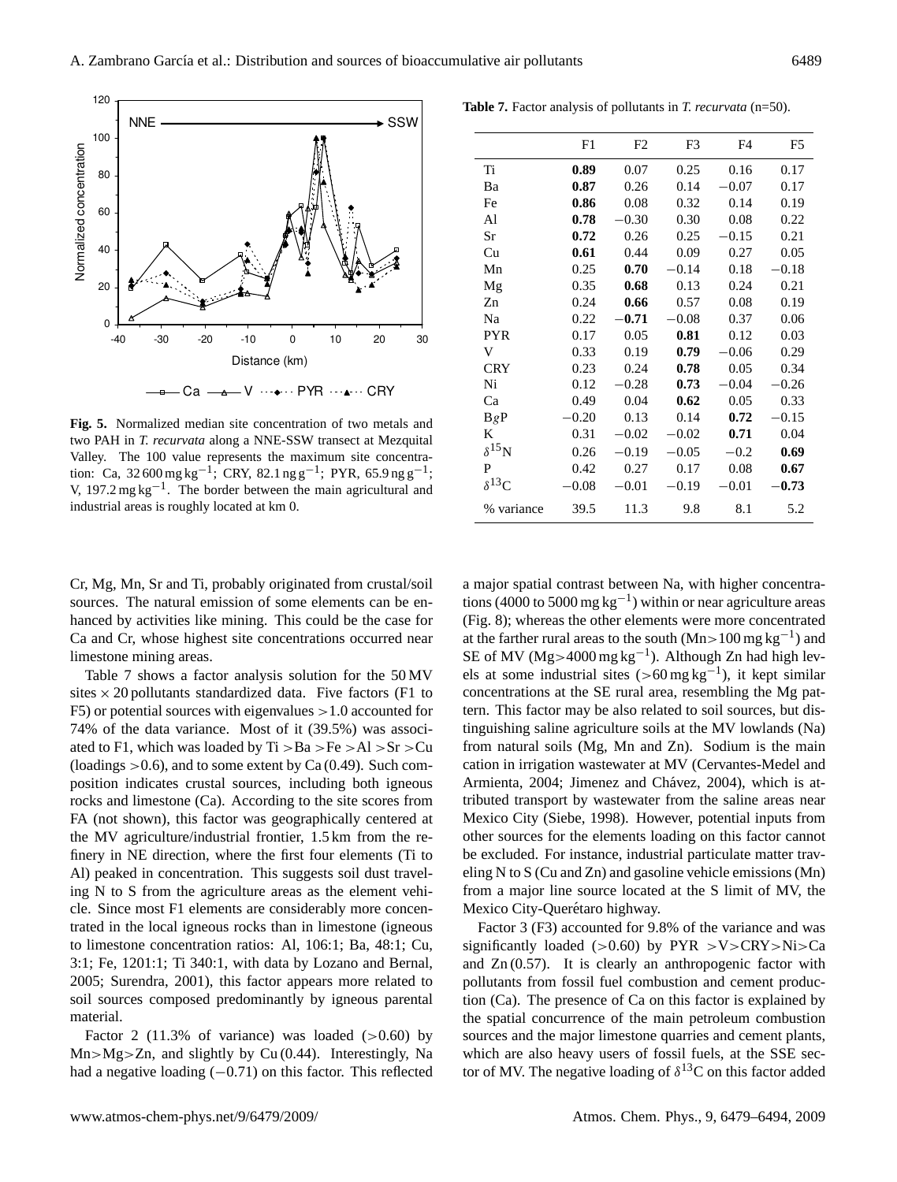**Fig. 5.** Normalized median site concentration of two metals and two PAH in *T. recurvata* along a NNE-SSW transect at Mezquital Valley. The 100 value represents the maximum site concentration: Ca, 32 600 mg $kg^{-1}$; CRY, 82.1 ng $g^{-1}$; PYR, 65.9 ng $g^{-1}$; V, 197.2 mg $kg^{-1}$. The border between the main agricultural and industrial areas is roughly located at km 0.

**Table 7.** Factor analysis of pollutants in *T. recurvata* (n=50).

| | F1 | F2 | F3 | F4 | F5 |
|---|---|---|---|---|---|
| Ti | **0.89** | 0.07 | 0.25 | 0.16 | 0.17 |
| Ba | **0.87** | 0.26 | 0.14 | −0.07 | 0.17 |
| Fe | **0.86** | 0.08 | 0.32 | 0.14 | 0.19 |
| Al | **0.78** | −0.30 | 0.30 | 0.08 | 0.22 |
| Sr | **0.72** | 0.26 | 0.25 | −0.15 | 0.21 |
| Cu | **0.61** | 0.44 | 0.09 | 0.27 | 0.05 |
| Mn | 0.25 | **0.70** | −0.14 | 0.18 | −0.18 |
| Mg | 0.35 | **0.68** | 0.13 | 0.24 | 0.21 |
| Zn | 0.24 | **0.66** | 0.57 | 0.08 | 0.19 |
| Na | 0.22 | **−0.71** | −0.08 | 0.37 | 0.06 |
| PYR | 0.17 | 0.05 | **0.81** | 0.12 | 0.03 |
| V | 0.33 | 0.19 | **0.79** | −0.06 | 0.29 |
| CRY | 0.23 | 0.24 | **0.78** | 0.05 | 0.34 |
| Ni | 0.12 | −0.28 | **0.73** | −0.04 | −0.26 |
| Ca | 0.49 | 0.04 | **0.62** | 0.05 | 0.33 |
| BgP | −0.20 | 0.13 | 0.14 | **0.72** | −0.15 |
| K | 0.31 | −0.02 | −0.02 | **0.71** | 0.04 |
| $\delta^{15}N$ | 0.26 | −0.19 | −0.05 | −0.2 | **0.69** |
| P | 0.42 | 0.27 | 0.17 | 0.08 | **0.67** |
| $\delta^{13}C$ | −0.08 | −0.01 | −0.19 | −0.01 | **−0.73** |
| % variance | 39.5 | 11.3 | 9.8 | 8.1 | 5.2 |

Cr, Mg, Mn, Sr and Ti, probably originated from crustal/soil sources. The natural emission of some elements can be enhanced by activities like mining. This could be the case for Ca and Cr, whose highest site concentrations occurred near limestone mining areas.

Table 7 shows a factor analysis solution for the 50 MV sites × 20 pollutants standardized data. Five factors (F1 to F5) or potential sources with eigenvalues >1.0 accounted for 74% of the data variance. Most of it (39.5%) was associated to F1, which was loaded by Ti >Ba >Fe >Al >Sr >Cu (loadings >0.6), and to some extent by Ca (0.49). Such composition indicates crustal sources, including both igneous rocks and limestone (Ca). According to the site scores from FA (not shown), this factor was geographically centered at the MV agriculture/industrial frontier, 1.5 km from the refinery in NE direction, where the first four elements (Ti to Al) peaked in concentration. This suggests soil dust traveling N to S from the agriculture areas as the element vehicle. Since most F1 elements are considerably more concentrated in the local igneous rocks than in limestone (igneous to limestone concentration ratios: Al, 106:1; Ba, 48:1; Cu, 3:1; Fe, 1201:1; Ti 340:1, with data by Lozano and Bernal, 2005; Surendra, 2001), this factor appears more related to soil sources composed predominantly by igneous parental material.

Factor 2 (11.3% of variance) was loaded (>0.60) by Mn>Mg>Zn, and slightly by Cu (0.44). Interestingly, Na had a negative loading (−0.71) on this factor. This reflected a major spatial contrast between Na, with higher concentrations (4000 to 5000 mg $kg^{-1}$) within or near agriculture areas (Fig. 8); whereas the other elements were more concentrated at the farther rural areas to the south (Mn>100 mg $kg^{-1}$) and SE of MV (Mg>4000 mg $kg^{-1}$). Although Zn had high levels at some industrial sites (>60 mg $kg^{-1}$), it kept similar concentrations at the SE rural area, resembling the Mg pattern. This factor may be also related to soil sources, but distinguishing saline agriculture soils at the MV lowlands (Na) from natural soils (Mg, Mn and Zn). Sodium is the main cation in irrigation wastewater at MV (Cervantes-Medel and Armienta, 2004; Jimenez and Chávez, 2004), which is attributed transport by wastewater from the saline areas near Mexico City (Siebe, 1998). However, potential inputs from other sources for the elements loading on this factor cannot be excluded. For instance, industrial particulate matter traveling N to S (Cu and Zn) and gasoline vehicle emissions (Mn) from a major line source located at the S limit of MV, the Mexico City-Querétaro highway.

Factor 3 (F3) accounted for 9.8% of the variance and was significantly loaded (>0.60) by PYR >V>CRY>Ni>Ca and Zn (0.57). It is clearly an anthropogenic factor with pollutants from fossil fuel combustion and cement production (Ca). The presence of Ca on this factor is explained by the spatial concurrence of the main petroleum combustion sources and the major limestone quarries and cement plants, which are also heavy users of fossil fuels, at the SSE sector of MV. The negative loading of $\delta^{13}C$ on this factor added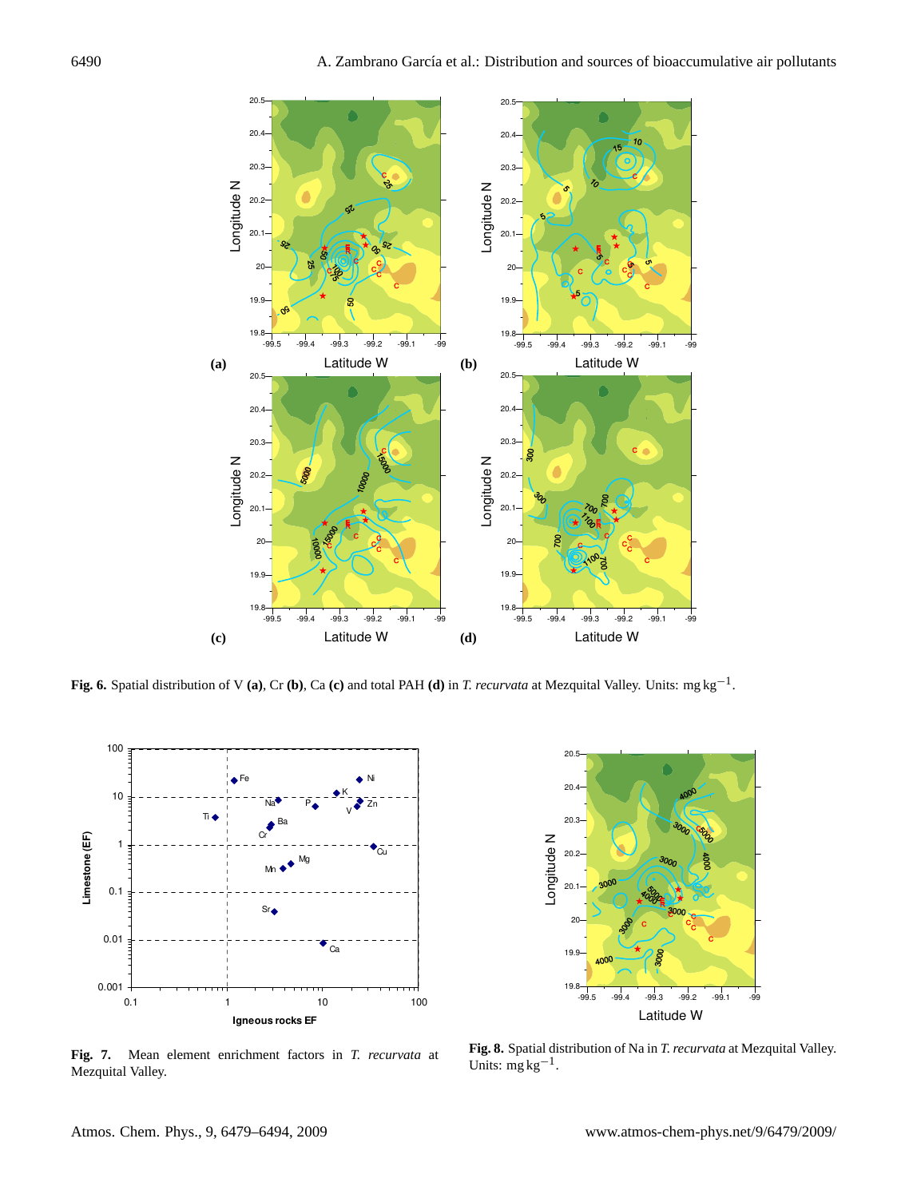**Fig. 6.** Spatial distribution of V **(a)**, Cr **(b)**, Ca **(c)** and total PAH **(d)** in *T. recurvata* at Mezquital Valley. Units: $mg\,kg^{-1}$.

**Fig. 7.** Mean element enrichment factors in *T. recurvata* at Mezquital Valley.

**Fig. 8.** Spatial distribution of Na in *T. recurvata* at Mezquital Valley. Units: $mg\,kg^{-1}$.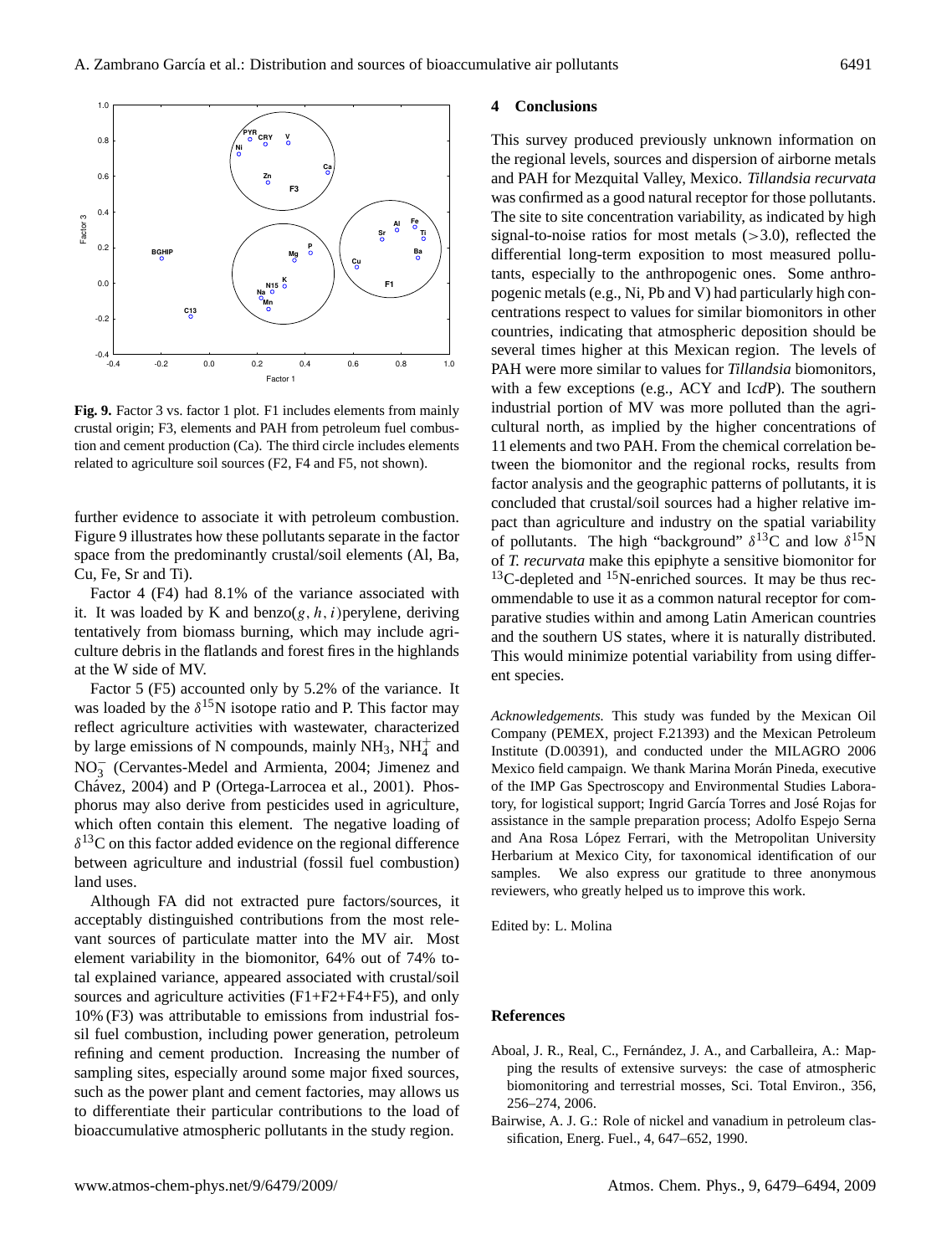**Fig. 9.** Factor 3 vs. factor 1 plot. F1 includes elements from mainly crustal origin; F3, elements and PAH from petroleum fuel combustion and cement production (Ca). The third circle includes elements related to agriculture soil sources (F2, F4 and F5, not shown).

further evidence to associate it with petroleum combustion. Figure 9 illustrates how these pollutants separate in the factor space from the predominantly crustal/soil elements (Al, Ba, Cu, Fe, Sr and Ti).

Factor 4 (F4) had 8.1% of the variance associated with it. It was loaded by K and benzo($g, h, i$)perylene, deriving tentatively from biomass burning, which may include agriculture debris in the flatlands and forest fires in the highlands at the W side of MV.

Factor 5 (F5) accounted only by 5.2% of the variance. It was loaded by the $\delta^{15}$N isotope ratio and P. This factor may reflect agriculture activities with wastewater, characterized by large emissions of N compounds, mainly $NH_3$, $NH_4^+$ and $NO_3^-$ (Cervantes-Medel and Armienta, 2004; Jimenez and Chávez, 2004) and P (Ortega-Larrocea et al., 2001). Phosphorus may also derive from pesticides used in agriculture, which often contain this element. The negative loading of $\delta^{13}$C on this factor added evidence on the regional difference between agriculture and industrial (fossil fuel combustion) land uses.

Although FA did not extracted pure factors/sources, it acceptably distinguished contributions from the most relevant sources of particulate matter into the MV air. Most element variability in the biomonitor, 64% out of 74% total explained variance, appeared associated with crustal/soil sources and agriculture activities (F1+F2+F4+F5), and only 10% (F3) was attributable to emissions from industrial fossil fuel combustion, including power generation, petroleum refining and cement production. Increasing the number of sampling sites, especially around some major fixed sources, such as the power plant and cement factories, may allows us to differentiate their particular contributions to the load of bioaccumulative atmospheric pollutants in the study region.

## 4 Conclusions

This survey produced previously unknown information on the regional levels, sources and dispersion of airborne metals and PAH for Mezquital Valley, Mexico. *Tillandsia recurvata* was confirmed as a good natural receptor for those pollutants. The site to site concentration variability, as indicated by high signal-to-noise ratios for most metals (>3.0), reflected the differential long-term exposition to most measured pollutants, especially to the anthropogenic ones. Some anthropogenic metals (e.g., Ni, Pb and V) had particularly high concentrations respect to values for similar biomonitors in other countries, indicating that atmospheric deposition should be several times higher at this Mexican region. The levels of PAH were more similar to values for *Tillandsia* biomonitors, with a few exceptions (e.g., ACY and I*cd*P). The southern industrial portion of MV was more polluted than the agricultural north, as implied by the higher concentrations of 11 elements and two PAH. From the chemical correlation between the biomonitor and the regional rocks, results from factor analysis and the geographic patterns of pollutants, it is concluded that crustal/soil sources had a higher relative impact than agriculture and industry on the spatial variability of pollutants. The high "background" $\delta^{13}$C and low $\delta^{15}$N of *T. recurvata* make this epiphyte a sensitive biomonitor for $^{13}$C-depleted and $^{15}$N-enriched sources. It may be thus recommendable to use it as a common natural receptor for comparative studies within and among Latin American countries and the southern US states, where it is naturally distributed. This would minimize potential variability from using different species.

*Acknowledgements.* This study was funded by the Mexican Oil Company (PEMEX, project F.21393) and the Mexican Petroleum Institute (D.00391), and conducted under the MILAGRO 2006 Mexico field campaign. We thank Marina Morán Pineda, executive of the IMP Gas Spectroscopy and Environmental Studies Laboratory, for logistical support; Ingrid García Torres and José Rojas for assistance in the sample preparation process; Adolfo Espejo Serna and Ana Rosa López Ferrari, with the Metropolitan University Herbarium at Mexico City, for taxonomical identification of our samples. We also express our gratitude to three anonymous reviewers, who greatly helped us to improve this work.

Edited by: L. Molina

## References

Aboal, J. R., Real, C., Fernández, J. A., and Carballeira, A.: Mapping the results of extensive surveys: the case of atmospheric biomonitoring and terrestrial mosses, Sci. Total Environ., 356, 256–274, 2006.

Bairwise, A. J. G.: Role of nickel and vanadium in petroleum classification, Energ. Fuel., 4, 647–652, 1990.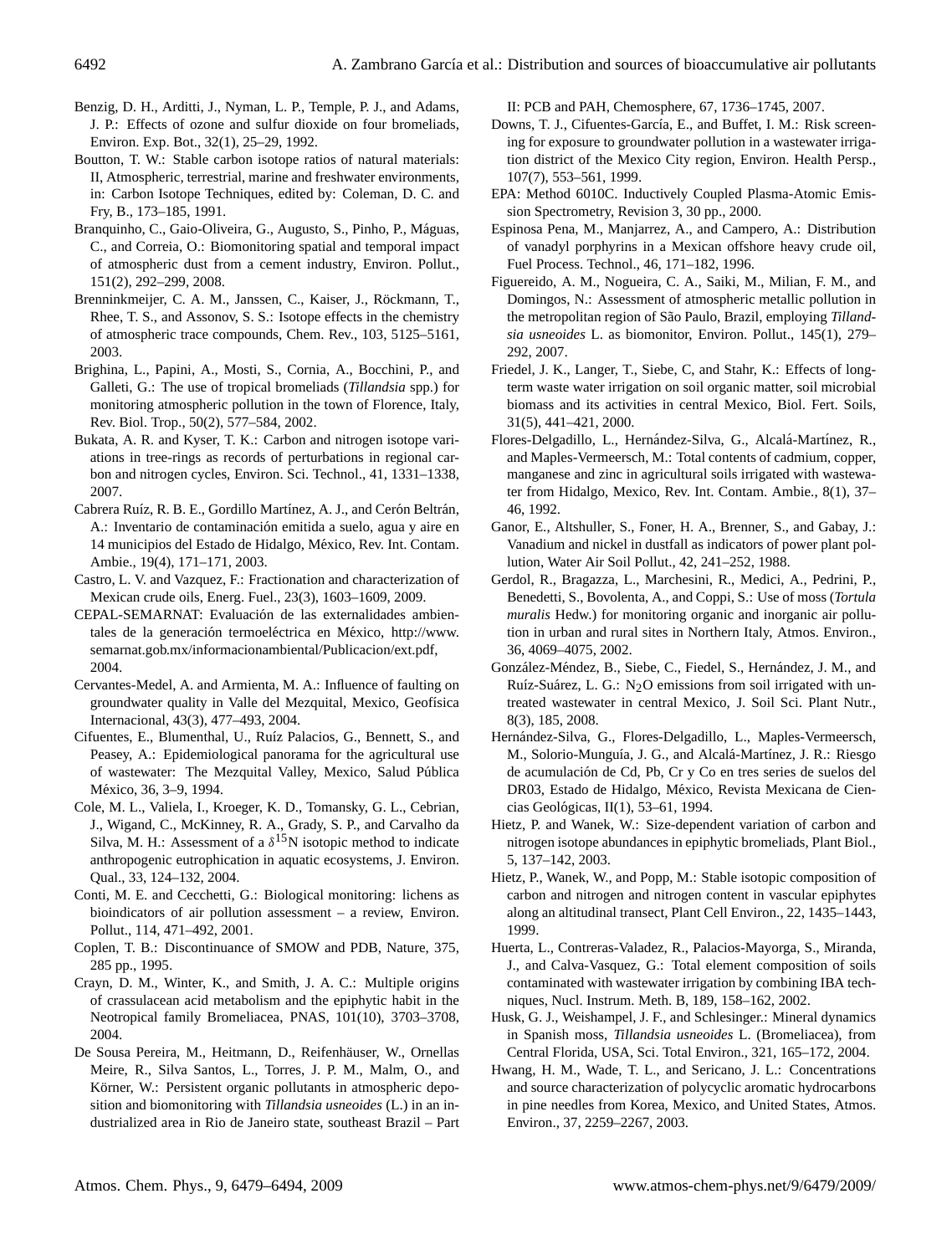Benzig, D. H., Arditti, J., Nyman, L. P., Temple, P. J., and Adams, J. P.: Effects of ozone and sulfur dioxide on four bromeliads, Environ. Exp. Bot., 32(1), 25–29, 1992.

Boutton, T. W.: Stable carbon isotope ratios of natural materials: II, Atmospheric, terrestrial, marine and freshwater environments, in: Carbon Isotope Techniques, edited by: Coleman, D. C. and Fry, B., 173–185, 1991.

Branquinho, C., Gaio-Oliveira, G., Augusto, S., Pinho, P., Máguas, C., and Correia, O.: Biomonitoring spatial and temporal impact of atmospheric dust from a cement industry, Environ. Pollut., 151(2), 292–299, 2008.

Brenninkmeijer, C. A. M., Janssen, C., Kaiser, J., Röckmann, T., Rhee, T. S., and Assonov, S. S.: Isotope effects in the chemistry of atmospheric trace compounds, Chem. Rev., 103, 5125–5161, 2003.

Brighina, L., Papini, A., Mosti, S., Cornia, A., Bocchini, P., and Galleti, G.: The use of tropical bromeliads (*Tillandsia* spp.) for monitoring atmospheric pollution in the town of Florence, Italy, Rev. Biol. Trop., 50(2), 577–584, 2002.

Bukata, A. R. and Kyser, T. K.: Carbon and nitrogen isotope variations in tree-rings as records of perturbations in regional carbon and nitrogen cycles, Environ. Sci. Technol., 41, 1331–1338, 2007.

Cabrera Ruíz, R. B. E., Gordillo Martínez, A. J., and Cerón Beltrán, A.: Inventario de contaminación emitida a suelo, agua y aire en 14 municipios del Estado de Hidalgo, México, Rev. Int. Contam. Ambie., 19(4), 171–171, 2003.

Castro, L. V. and Vazquez, F.: Fractionation and characterization of Mexican crude oils, Energ. Fuel., 23(3), 1603–1609, 2009.

CEPAL-SEMARNAT: Evaluación de las externalidades ambientales de la generación termoeléctrica en México, http://www.semarnat.gob.mx/informacionambiental/Publicacion/ext.pdf, 2004.

Cervantes-Medel, A. and Armienta, M. A.: Influence of faulting on groundwater quality in Valle del Mezquital, Mexico, Geofísica Internacional, 43(3), 477–493, 2004.

Cifuentes, E., Blumenthal, U., Ruíz Palacios, G., Bennett, S., and Peasey, A.: Epidemiological panorama for the agricultural use of wastewater: The Mezquital Valley, Mexico, Salud Pública México, 36, 3–9, 1994.

Cole, M. L., Valiela, I., Kroeger, K. D., Tomansky, G. L., Cebrian, J., Wigand, C., McKinney, R. A., Grady, S. P., and Carvalho da Silva, M. H.: Assessment of a $\delta^{15}$N isotopic method to indicate anthropogenic eutrophication in aquatic ecosystems, J. Environ. Qual., 33, 124–132, 2004.

Conti, M. E. and Cecchetti, G.: Biological monitoring: lichens as bioindicators of air pollution assessment – a review, Environ. Pollut., 114, 471–492, 2001.

Coplen, T. B.: Discontinuance of SMOW and PDB, Nature, 375, 285 pp., 1995.

Crayn, D. M., Winter, K., and Smith, J. A. C.: Multiple origins of crassulacean acid metabolism and the epiphytic habit in the Neotropical family Bromeliacea, PNAS, 101(10), 3703–3708, 2004.

De Sousa Pereira, M., Heitmann, D., Reifenhäuser, W., Ornellas Meire, R., Silva Santos, L., Torres, J. P. M., Malm, O., and Körner, W.: Persistent organic pollutants in atmospheric deposition and biomonitoring with *Tillandsia usneoides* (L.) in an industrialized area in Rio de Janeiro state, southeast Brazil – Part II: PCB and PAH, Chemosphere, 67, 1736–1745, 2007.

Downs, T. J., Cifuentes-García, E., and Buffet, I. M.: Risk screening for exposure to groundwater pollution in a wastewater irrigation district of the Mexico City region, Environ. Health Persp., 107(7), 553–561, 1999.

EPA: Method 6010C. Inductively Coupled Plasma-Atomic Emission Spectrometry, Revision 3, 30 pp., 2000.

Espinosa Pena, M., Manjarrez, A., and Campero, A.: Distribution of vanadyl porphyrins in a Mexican offshore heavy crude oil, Fuel Process. Technol., 46, 171–182, 1996.

Figuereido, A. M., Nogueira, C. A., Saiki, M., Milian, F. M., and Domingos, N.: Assessment of atmospheric metallic pollution in the metropolitan region of São Paulo, Brazil, employing *Tillandsia usneoides* L. as biomonitor, Environ. Pollut., 145(1), 279–292, 2007.

Friedel, J. K., Langer, T., Siebe, C, and Stahr, K.: Effects of long-term waste water irrigation on soil organic matter, soil microbial biomass and its activities in central Mexico, Biol. Fert. Soils, 31(5), 441–421, 2000.

Flores-Delgadillo, L., Hernández-Silva, G., Alcalá-Martínez, R., and Maples-Vermeersch, M.: Total contents of cadmium, copper, manganese and zinc in agricultural soils irrigated with wastewater from Hidalgo, Mexico, Rev. Int. Contam. Ambie., 8(1), 37–46, 1992.

Ganor, E., Altshuller, S., Foner, H. A., Brenner, S., and Gabay, J.: Vanadium and nickel in dustfall as indicators of power plant pollution, Water Air Soil Pollut., 42, 241–252, 1988.

Gerdol, R., Bragazza, L., Marchesini, R., Medici, A., Pedrini, P., Benedetti, S., Bovolenta, A., and Coppi, S.: Use of moss (*Tortula muralis* Hedw.) for monitoring organic and inorganic air pollution in urban and rural sites in Northern Italy, Atmos. Environ., 36, 4069–4075, 2002.

González-Méndez, B., Siebe, C., Fiedel, S., Hernández, J. M., and Ruíz-Suárez, L. G.: $N_2O$ emissions from soil irrigated with untreated wastewater in central Mexico, J. Soil Sci. Plant Nutr., 8(3), 185, 2008.

Hernández-Silva, G., Flores-Delgadillo, L., Maples-Vermeersch, M., Solorio-Munguía, J. G., and Alcalá-Martínez, J. R.: Riesgo de acumulación de Cd, Pb, Cr y Co en tres series de suelos del DR03, Estado de Hidalgo, México, Revista Mexicana de Ciencias Geológicas, II(1), 53–61, 1994.

Hietz, P. and Wanek, W.: Size-dependent variation of carbon and nitrogen isotope abundances in epiphytic bromeliads, Plant Biol., 5, 137–142, 2003.

Hietz, P., Wanek, W., and Popp, M.: Stable isotopic composition of carbon and nitrogen and nitrogen content in vascular epiphytes along an altitudinal transect, Plant Cell Environ., 22, 1435–1443, 1999.

Huerta, L., Contreras-Valadez, R., Palacios-Mayorga, S., Miranda, J., and Calva-Vasquez, G.: Total element composition of soils contaminated with wastewater irrigation by combining IBA techniques, Nucl. Instrum. Meth. B, 189, 158–162, 2002.

Husk, G. J., Weishampel, J. F., and Schlesinger.: Mineral dynamics in Spanish moss, *Tillandsia usneoides* L. (Bromeliacea), from Central Florida, USA, Sci. Total Environ., 321, 165–172, 2004.

Hwang, H. M., Wade, T. L., and Sericano, J. L.: Concentrations and source characterization of polycyclic aromatic hydrocarbons in pine needles from Korea, Mexico, and United States, Atmos. Environ., 37, 2259–2267, 2003.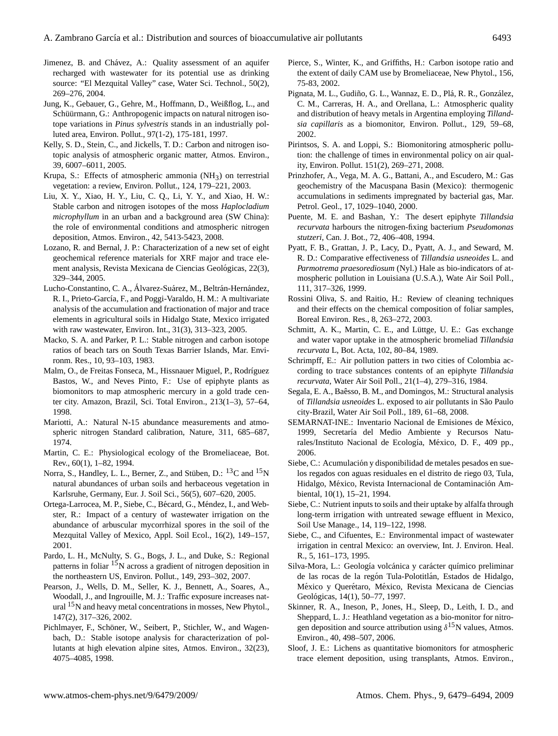Jimenez, B. and Chávez, A.: Quality assessment of an aquifer recharged with wastewater for its potential use as drinking source: "El Mezquital Valley" case, Water Sci. Technol., 50(2), 269–276, 2004.

Jung, K., Gebauer, G., Gehre, M., Hoffmann, D., Weißflog, L., and Schüürmann, G.: Anthropogenic impacts on natural nitrogen isotope variations in *Pinus sylvestris* stands in an industrially polluted area, Environ. Pollut., 97(1-2), 175-181, 1997.

Kelly, S. D., Stein, C., and Jickells, T. D.: Carbon and nitrogen isotopic analysis of atmospheric organic matter, Atmos. Environ., 39, 6007–6011, 2005.

Krupa, S.: Effects of atmospheric ammonia ($NH_3$) on terrestrial vegetation: a review, Environ. Pollut., 124, 179–221, 2003.

Liu, X. Y., Xiao, H. Y., Liu, C. Q., Li, Y. Y., and Xiao, H. W.: Stable carbon and nitrogen isotopes of the moss *Haplocladium microphyllum* in an urban and a background area (SW China): the role of environmental conditions and atmospheric nitrogen deposition, Atmos. Environ., 42, 5413-5423, 2008.

Lozano, R. and Bernal, J. P.: Characterization of a new set of eight geochemical reference materials for XRF major and trace element analysis, Revista Mexicana de Ciencias Geológicas, 22(3), 329–344, 2005.

Lucho-Constantino, C. A., Álvarez-Suárez, M., Beltrán-Hernández, R. I., Prieto-García, F., and Poggi-Varaldo, H. M.: A multivariate analysis of the accumulation and fractionation of major and trace elements in agricultural soils in Hidalgo State, Mexico irrigated with raw wastewater, Environ. Int., 31(3), 313–323, 2005.

Macko, S. A. and Parker, P. L.: Stable nitrogen and carbon isotope ratios of beach tars on South Texas Barrier Islands, Mar. Environ. Res., 10, 93–103, 1983.

Malm, O., de Freitas Fonseca, M., Hissnauer Miguel, P., Rodríguez Bastos, W., and Neves Pinto, F.: Use of epiphyte plants as biomonitors to map atmospheric mercury in a gold trade center city. Amazon, Brazil, Sci. Total Environ., 213(1–3), 57–64, 1998.

Mariotti, A.: Natural N-15 abundance measurements and atmospheric nitrogen Standard calibration, Nature, 311, 685–687, 1974.

Martin, C. E.: Physiological ecology of the Bromeliaceae, Bot. Rev., 60(1), 1–82, 1994.

Norra, S., Handley, L. L., Berner, Z., and Stüben, D.: $^{13}C$ and $^{15}N$ natural abundances of urban soils and herbaceous vegetation in Karlsruhe, Germany, Eur. J. Soil Sci., 56(5), 607–620, 2005.

Ortega-Larrocea, M. P., Siebe, C., Bécard, G., Méndez, I., and Webster, R.: Impact of a century of wastewater irrigation on the abundance of arbuscular mycorrhizal spores in the soil of the Mezquital Valley of Mexico, Appl. Soil Ecol., 16(2), 149–157, 2001.

Pardo, L. H., McNulty, S. G., Bogs, J. L., and Duke, S.: Regional patterns in foliar $^{15}N$ across a gradient of nitrogen deposition in the northeastern US, Environ. Pollut., 149, 293–302, 2007.

Pearson, J., Wells, D. M., Seller, K. J., Bennett, A., Soares, A., Woodall, J., and Ingrouille, M. J.: Traffic exposure increases natural $^{15}N$ and heavy metal concentrations in mosses, New Phytol., 147(2), 317–326, 2002.

Pichlmayer, F., Schöner, W., Seibert, P., Stichler, W., and Wagenbach, D.: Stable isotope analysis for characterization of pollutants at high elevation alpine sites, Atmos. Environ., 32(23), 4075–4085, 1998.

Pierce, S., Winter, K., and Griffiths, H.: Carbon isotope ratio and the extent of daily CAM use by Bromeliaceae, New Phytol., 156, 75-83, 2002.

Pignata, M. L., Gudiño, G. L., Wannaz, E. D., Plá, R. R., González, C. M., Carreras, H. A., and Orellana, L.: Atmospheric quality and distribution of heavy metals in Argentina employing *Tillandsia capillaris* as a biomonitor, Environ. Pollut., 129, 59–68, 2002.

Pirintsos, S. A. and Loppi, S.: Biomonitoring atmospheric pollution: the challenge of times in environmental policy on air quality, Environ. Pollut. 151(2), 269–271, 2008.

Prinzhofer, A., Vega, M. A. G., Battani, A., and Escudero, M.: Gas geochemistry of the Macuspana Basin (Mexico): thermogenic accumulations in sediments impregnated by bacterial gas, Mar. Petrol. Geol., 17, 1029–1040, 2000.

Puente, M. E. and Bashan, Y.: The desert epiphyte *Tillandsia recurvata* harbours the nitrogen-fixing bacterium *Pseudomonas stutzeri*, Can. J. Bot., 72, 406–408, 1994.

Pyatt, F. B., Grattan, J. P., Lacy, D., Pyatt, A. J., and Seward, M. R. D.: Comparative effectiveness of *Tillandsia usneoides* L. and *Parmotrema praesorediosum* (Nyl.) Hale as bio-indicators of atmospheric pollution in Louisiana (U.S.A.), Wate Air Soil Poll., 111, 317–326, 1999.

Rossini Oliva, S. and Raitio, H.: Review of cleaning techniques and their effects on the chemical composition of foliar samples, Boreal Environ. Res., 8, 263–272, 2003.

Schmitt, A. K., Martin, C. E., and Lüttge, U. E.: Gas exchange and water vapor uptake in the atmospheric bromeliad *Tillandsia recurvata* L, Bot. Acta, 102, 80–84, 1989.

Schrimpff, E.: Air pollution patters in two cities of Colombia according to trace substances contents of an epiphyte *Tillandsia recurvata*, Water Air Soil Poll., 21(1–4), 279–316, 1984.

Segala, E. A., Baêsso, B. M., and Domingos, M.: Structural analysis of *Tillandsia usneoides* L. exposed to air pollutants in São Paulo city-Brazil, Water Air Soil Poll., 189, 61–68, 2008.

SEMARNAT-INE.: Inventario Nacional de Emisiones de México, 1999, Secretaría del Medio Ambiente y Recursos Naturales/Instituto Nacional de Ecología, México, D. F., 409 pp., 2006.

Siebe, C.: Acumulación y disponibilidad de metales pesados en suelos regados con aguas residuales en el distrito de riego 03, Tula, Hidalgo, México, Revista Internacional de Contaminación Ambiental, 10(1), 15–21, 1994.

Siebe, C.: Nutrient inputs to soils and their uptake by alfalfa through long-term irrigation with untreated sewage effluent in Mexico, Soil Use Manage., 14, 119–122, 1998.

Siebe, C., and Cifuentes, E.: Environmental impact of wastewater irrigation in central Mexico: an overview, Int. J. Environ. Heal. R., 5, 161–173, 1995.

Silva-Mora, L.: Geología volcánica y carácter químico preliminar de las rocas de la regón Tula-Polotitlán, Estados de Hidalgo, México y Querétaro, México, Revista Mexicana de Ciencias Geológicas, 14(1), 50–77, 1997.

Skinner, R. A., Ineson, P., Jones, H., Sleep, D., Leith, I. D., and Sheppard, L. J.: Heathland vegetation as a bio-monitor for nitrogen deposition and source attribution using $\delta^{15}N$ values, Atmos. Environ., 40, 498–507, 2006.

Sloof, J. E.: Lichens as quantitative biomonitors for atmospheric trace element deposition, using transplants, Atmos. Environ.,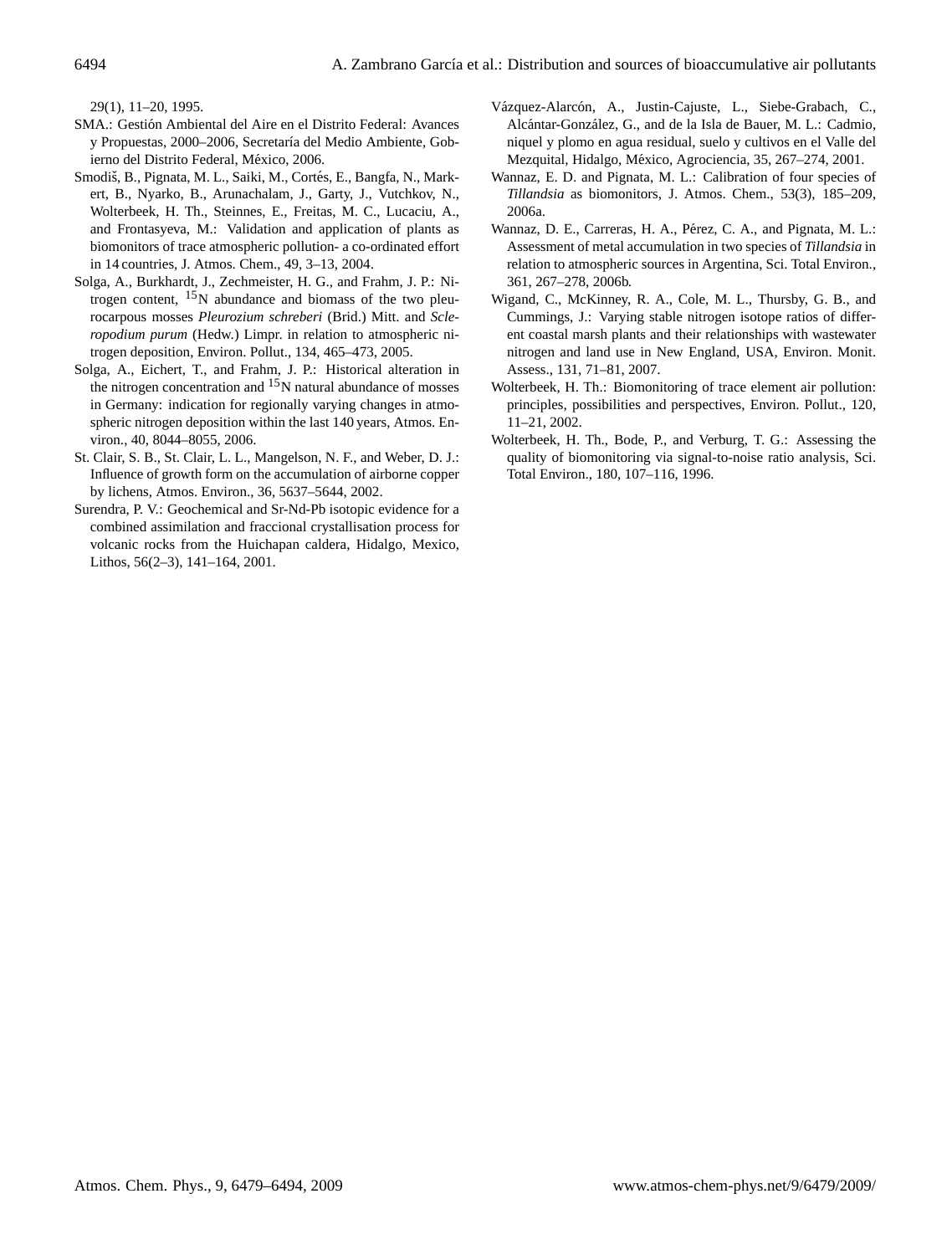29(1), 11–20, 1995.

SMA.: Gestión Ambiental del Aire en el Distrito Federal: Avances y Propuestas, 2000–2006, Secretaría del Medio Ambiente, Gobierno del Distrito Federal, México, 2006.

Smodiš, B., Pignata, M. L., Saiki, M., Cortés, E., Bangfa, N., Markert, B., Nyarko, B., Arunachalam, J., Garty, J., Vutchkov, N., Wolterbeek, H. Th., Steinnes, E., Freitas, M. C., Lucaciu, A., and Frontasyeva, M.: Validation and application of plants as biomonitors of trace atmospheric pollution- a co-ordinated effort in 14 countries, J. Atmos. Chem., 49, 3–13, 2004.

Solga, A., Burkhardt, J., Zechmeister, H. G., and Frahm, J. P.: Nitrogen content, $^{15}$N abundance and biomass of the two pleurocarpous mosses *Pleurozium schreberi* (Brid.) Mitt. and *Scleropodium purum* (Hedw.) Limpr. in relation to atmospheric nitrogen deposition, Environ. Pollut., 134, 465–473, 2005.

Solga, A., Eichert, T., and Frahm, J. P.: Historical alteration in the nitrogen concentration and $^{15}$N natural abundance of mosses in Germany: indication for regionally varying changes in atmospheric nitrogen deposition within the last 140 years, Atmos. Environ., 40, 8044–8055, 2006.

St. Clair, S. B., St. Clair, L. L., Mangelson, N. F., and Weber, D. J.: Influence of growth form on the accumulation of airborne copper by lichens, Atmos. Environ., 36, 5637–5644, 2002.

Surendra, P. V.: Geochemical and Sr-Nd-Pb isotopic evidence for a combined assimilation and fraccional crystallisation process for volcanic rocks from the Huichapan caldera, Hidalgo, Mexico, Lithos, 56(2–3), 141–164, 2001.

Vázquez-Alarcón, A., Justin-Cajuste, L., Siebe-Grabach, C., Alcántar-González, G., and de la Isla de Bauer, M. L.: Cadmio, niquel y plomo en agua residual, suelo y cultivos en el Valle del Mezquital, Hidalgo, México, Agrociencia, 35, 267–274, 2001.

Wannaz, E. D. and Pignata, M. L.: Calibration of four species of *Tillandsia* as biomonitors, J. Atmos. Chem., 53(3), 185–209, 2006a.

Wannaz, D. E., Carreras, H. A., Pérez, C. A., and Pignata, M. L.: Assessment of metal accumulation in two species of *Tillandsia* in relation to atmospheric sources in Argentina, Sci. Total Environ., 361, 267–278, 2006b.

Wigand, C., McKinney, R. A., Cole, M. L., Thursby, G. B., and Cummings, J.: Varying stable nitrogen isotope ratios of different coastal marsh plants and their relationships with wastewater nitrogen and land use in New England, USA, Environ. Monit. Assess., 131, 71–81, 2007.

Wolterbeek, H. Th.: Biomonitoring of trace element air pollution: principles, possibilities and perspectives, Environ. Pollut., 120, 11–21, 2002.

Wolterbeek, H. Th., Bode, P., and Verburg, T. G.: Assessing the quality of biomonitoring via signal-to-noise ratio analysis, Sci. Total Environ., 180, 107–116, 1996.